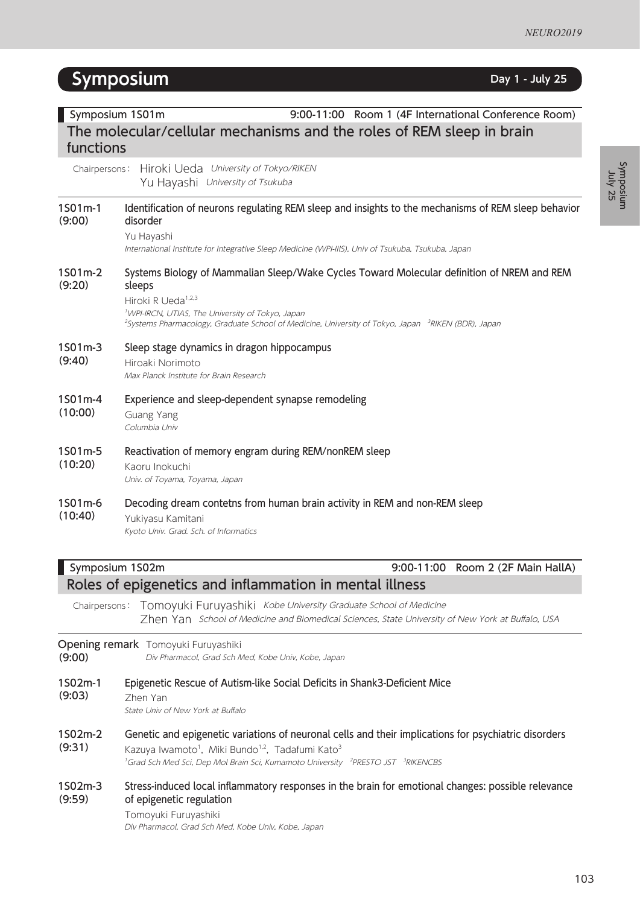# Symposium

**Day 1 - July 25**

## Symposium 1S01m

9:00-11:00 Room 1 (4F International Conference Room)

### The molecular/cellular mechanisms and the roles of REM sleep in brain functions

Chairpersons: Hiroki Ueda *University of Tokyo/RIKEN*
Yu Hayashi *University of Tsukuba*

**1S01m-1 (9:00)** **Identification of neurons regulating REM sleep and insights to the mechanisms of REM sleep behavior disorder**
Yu Hayashi
*International Institute for Integrative Sleep Medicine (WPI-IIIS), Univ of Tsukuba, Tsukuba, Japan*

**1S01m-2 (9:20)** **Systems Biology of Mammalian Sleep/Wake Cycles Toward Molecular definition of NREM and REM sleeps**
Hiroki R Ueda[1,2,3]
*[1]WPI-IRCN, UTIAS, The University of Tokyo, Japan*
*[2]Systems Pharmacology, Graduate School of Medicine, University of Tokyo, Japan [3]RIKEN (BDR), Japan*

**1S01m-3 (9:40)** **Sleep stage dynamics in dragon hippocampus**
Hiroaki Norimoto
*Max Planck Institute for Brain Research*

**1S01m-4 (10:00)** **Experience and sleep-dependent synapse remodeling**
Guang Yang
*Columbia Univ*

**1S01m-5 (10:20)** **Reactivation of memory engram during REM/nonREM sleep**
Kaoru Inokuchi
*Univ. of Toyama, Toyama, Japan*

**1S01m-6 (10:40)** **Decoding dream contetns from human brain activity in REM and non-REM sleep**
Yukiyasu Kamitani
*Kyoto Univ. Grad. Sch. of Informatics*

## Symposium 1S02m

9:00-11:00 Room 2 (2F Main HallA)

### Roles of epigenetics and inflammation in mental illness

Chairpersons: Tomoyuki Furuyashiki *Kobe University Graduate School of Medicine*
Zhen Yan *School of Medicine and Biomedical Sciences, State University of New York at Buffalo, USA*

**Opening remark (9:00)** Tomoyuki Furuyashiki
*Div Pharmacol, Grad Sch Med, Kobe Univ, Kobe, Japan*

**1S02m-1 (9:03)** **Epigenetic Rescue of Autism-like Social Deficits in Shank3-Deficient Mice**
Zhen Yan
*State Univ of New York at Buffalo*

**1S02m-2 (9:31)** **Genetic and epigenetic variations of neuronal cells and their implications for psychiatric disorders**
Kazuya Iwamoto[1], Miki Bundo[1,2], Tadafumi Kato[3]
*[1]Grad Sch Med Sci, Dep Mol Brain Sci, Kumamoto University [2]PRESTO JST [3]RIKENCBS*

**1S02m-3 (9:59)** **Stress-induced local inflammatory responses in the brain for emotional changes: possible relevance of epigenetic regulation**
Tomoyuki Furuyashiki
*Div Pharmacol, Grad Sch Med, Kobe Univ, Kobe, Japan*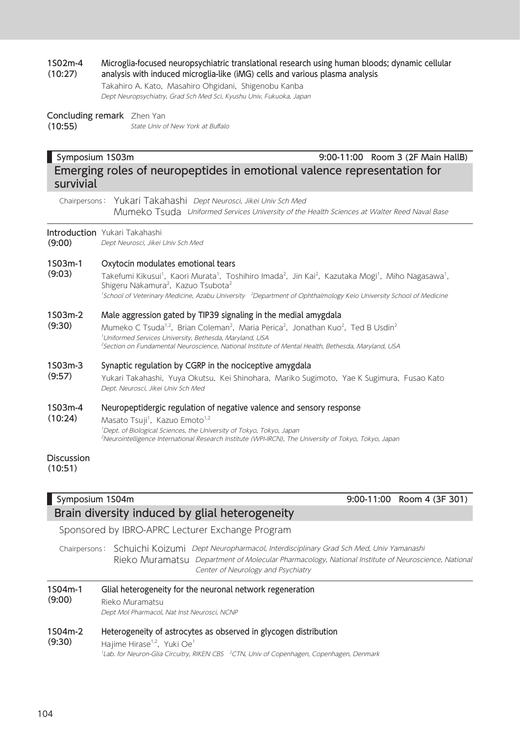**1S02m-4 (10:27)** **Microglia-focused neuropsychiatric translational research using human bloods; dynamic cellular analysis with induced microglia-like (iMG) cells and various plasma analysis**

Takahiro A. Kato, Masahiro Ohgidani, Shigenobu Kanba
*Dept Neuropsychiatry, Grad Sch Med Sci, Kyushu Univ, Fukuoka, Japan*

**Concluding remark (10:55)** Zhen Yan
*State Univ of New York at Buffalo*

## Symposium 1S03m — 9:00-11:00 Room 3 (2F Main HallB)

## Emerging roles of neuropeptides in emotional valence representation for survivial

Chairpersons: Yukari Takahashi *Dept Neurosci, Jikei Univ Sch Med*
Mumeko Tsuda *Uniformed Services University of the Health Sciences at Walter Reed Naval Base*

**Introduction (9:00)** Yukari Takahashi
*Dept Neurosci, Jikei Univ Sch Med*

**1S03m-1 (9:03)** **Oxytocin modulates emotional tears**

Takefumi Kikusui[1], Kaori Murata[1], Toshihiro Imada[2], Jin Kai[2], Kazutaka Mogi[1], Miho Nagasawa[1], Shigeru Nakamura[2], Kazuo Tsubota[2]
*[1]School of Veterinary Medicine, Azabu University [2]Department of Ophthalmology Keio University School of Medicine*

**1S03m-2 (9:30)** **Male aggression gated by TIP39 signaling in the medial amygdala**

Mumeko C Tsuda[1,2], Brian Coleman[2], Maria Perica[2], Jonathan Kuo[2], Ted B Usdin[2]
*[1]Uniformed Services University, Bethesda, Maryland, USA*
*[2]Section on Fundamental Neuroscience, National Institute of Mental Health, Bethesda, Maryland, USA*

**1S03m-3 (9:57)** **Synaptic regulation by CGRP in the nociceptive amygdala**

Yukari Takahashi, Yuya Okutsu, Kei Shinohara, Mariko Sugimoto, Yae K Sugimura, Fusao Kato
*Dept. Neurosci, Jikei Univ Sch Med*

**1S03m-4 (10:24)** **Neuropeptidergic regulation of negative valence and sensory response**

Masato Tsuji[1], Kazuo Emoto[1,2]
*[1]Dept. of Biological Sciences, the University of Tokyo, Tokyo, Japan*
*[2]Neurointelligence International Research Institute (WPI-IRCN), The University of Tokyo, Tokyo, Japan*

**Discussion (10:51)**

## Symposium 1S04m — 9:00-11:00 Room 4 (3F 301)

## Brain diversity induced by glial heterogeneity

Sponsored by IBRO-APRC Lecturer Exchange Program

Chairpersons: Schuichi Koizumi *Dept Neuropharmacol, Interdisciplinary Grad Sch Med, Univ Yamanashi*
Rieko Muramatsu *Department of Molecular Pharmacology, National Institute of Neuroscience, National Center of Neurology and Psychiatry*

**1S04m-1 (9:00)** **Glial heterogeneity for the neuronal network regeneration**

Rieko Muramatsu
*Dept Mol Pharmacol, Nat Inst Neurosci, NCNP*

**1S04m-2 (9:30)** **Heterogeneity of astrocytes as observed in glycogen distribution**

Hajime Hirase[1,2], Yuki Oe[1]
*[1]Lab. for Neuron-Glia Circuitry, RIKEN CBS [2]CTN, Univ of Copenhagen, Copenhagen, Denmark*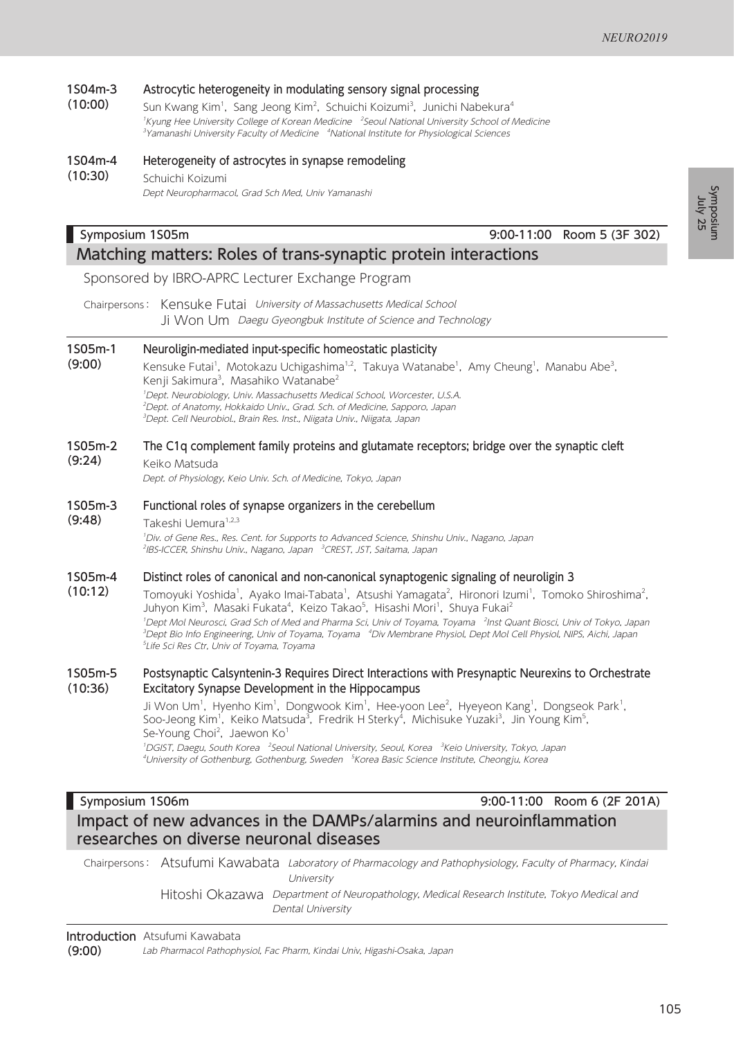**1S04m-3 (10:00)** **Astrocytic heterogeneity in modulating sensory signal processing**

Sun Kwang Kim[1], Sang Jeong Kim[2], Schuichi Koizumi[3], Junichi Nabekura[4]

*[1]Kyung Hee University College of Korean Medicine [2]Seoul National University School of Medicine [3]Yamanashi University Faculty of Medicine [4]National Institute for Physiological Sciences*

**1S04m-4 (10:30)** **Heterogeneity of astrocytes in synapse remodeling**

Schuichi Koizumi

*Dept Neuropharmacol, Grad Sch Med, Univ Yamanashi*

## Symposium 1S05m — 9:00-11:00 Room 5 (3F 302)

## Matching matters: Roles of trans-synaptic protein interactions

Sponsored by IBRO-APRC Lecturer Exchange Program

Chairpersons: Kensuke Futai *University of Massachusetts Medical School*
Ji Won Um *Daegu Gyeongbuk Institute of Science and Technology*

**1S05m-1 (9:00)** **Neuroligin-mediated input-specific homeostatic plasticity**

Kensuke Futai[1], Motokazu Uchigashima[1,2], Takuya Watanabe[1], Amy Cheung[1], Manabu Abe[3], Kenji Sakimura[3], Masahiko Watanabe[2]

*[1]Dept. Neurobiology, Univ. Massachusetts Medical School, Worcester, U.S.A.*
*[2]Dept. of Anatomy, Hokkaido Univ., Grad. Sch. of Medicine, Sapporo, Japan*
*[3]Dept. Cell Neurobiol., Brain Res. Inst., Niigata Univ., Niigata, Japan*

**1S05m-2 (9:24)** **The C1q complement family proteins and glutamate receptors; bridge over the synaptic cleft**

Keiko Matsuda

*Dept. of Physiology, Keio Univ. Sch. of Medicine, Tokyo, Japan*

**1S05m-3 (9:48)** **Functional roles of synapse organizers in the cerebellum**

Takeshi Uemura[1,2,3]

*[1]Div. of Gene Res., Res. Cent. for Supports to Advanced Science, Shinshu Univ., Nagano, Japan*
*[2]IBS-ICCER, Shinshu Univ., Nagano, Japan [3]CREST, JST, Saitama, Japan*

**1S05m-4 (10:12)** **Distinct roles of canonical and non-canonical synaptogenic signaling of neuroligin 3**

Tomoyuki Yoshida[1], Ayako Imai-Tabata[1], Atsushi Yamagata[2], Hironori Izumi[1], Tomoko Shiroshima[2], Juhyon Kim[3], Masaki Fukata[4], Keizo Takao[5], Hisashi Mori[1], Shuya Fukai[2]

*[1]Dept Mol Neurosci, Grad Sch of Med and Pharma Sci, Univ of Toyama, Toyama [2]Inst Quant Biosci, Univ of Tokyo, Japan*
*[3]Dept Bio Info Engineering, Univ of Toyama, Toyama [4]Div Membrane Physiol, Dept Mol Cell Physiol, NIPS, Aichi, Japan*
*[5]Life Sci Res Ctr, Univ of Toyama, Toyama*

**1S05m-5 (10:36)** **Postsynaptic Calsyntenin-3 Requires Direct Interactions with Presynaptic Neurexins to Orchestrate Excitatory Synapse Development in the Hippocampus**

Ji Won Um[1], Hyenho Kim[1], Dongwook Kim[1], Hee-yoon Lee[2], Hyeyeon Kang[1], Dongseok Park[1], Soo-Jeong Kim[1], Keiko Matsuda[3], Fredrik H Sterky[4], Michisuke Yuzaki[3], Jin Young Kim[5], Se-Young Choi[2], Jaewon Ko[1]

*[1]DGIST, Daegu, South Korea [2]Seoul National University, Seoul, Korea [3]Keio University, Tokyo, Japan*
*[4]University of Gothenburg, Gothenburg, Sweden [5]Korea Basic Science Institute, Cheongju, Korea*

## Symposium 1S06m — 9:00-11:00 Room 6 (2F 201A)

## Impact of new advances in the DAMPs/alarmins and neuroinflammation researches on diverse neuronal diseases

Chairpersons: Atsufumi Kawabata *Laboratory of Pharmacology and Pathophysiology, Faculty of Pharmacy, Kindai University*
Hitoshi Okazawa *Department of Neuropathology, Medical Research Institute, Tokyo Medical and Dental University*

**Introduction (9:00)** Atsufumi Kawabata

*Lab Pharmacol Pathophysiol, Fac Pharm, Kindai Univ, Higashi-Osaka, Japan*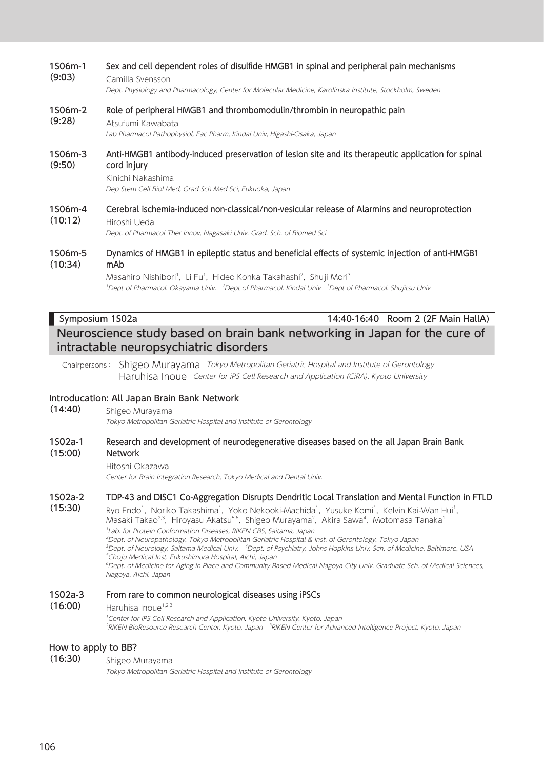**1S06m-1 (9:03)**
**Sex and cell dependent roles of disulfide HMGB1 in spinal and peripheral pain mechanisms**
Camilla Svensson
*Dept. Physiology and Pharmacology, Center for Molecular Medicine, Karolinska Institute, Stockholm, Sweden*

**1S06m-2 (9:28)**
**Role of peripheral HMGB1 and thrombomodulin/thrombin in neuropathic pain**
Atsufumi Kawabata
*Lab Pharmacol Pathophysiol, Fac Pharm, Kindai Univ, Higashi-Osaka, Japan*

**1S06m-3 (9:50)**
**Anti-HMGB1 antibody-induced preservation of lesion site and its therapeutic application for spinal cord injury**
Kinichi Nakashima
*Dep Stem Cell Biol Med, Grad Sch Med Sci, Fukuoka, Japan*

**1S06m-4 (10:12)**
**Cerebral ischemia-induced non-classical/non-vesicular release of Alarmins and neuroprotection**
Hiroshi Ueda
*Dept. of Pharmacol Ther Innov, Nagasaki Univ. Grad. Sch. of Biomed Sci*

**1S06m-5 (10:34)**
**Dynamics of HMGB1 in epileptic status and beneficial effects of systemic injection of anti-HMGB1 mAb**
Masahiro Nishibori[1], Li Fu[1], Hideo Kohka Takahashi[2], Shuji Mori[3]
*[1]Dept of Pharmacol. Okayama Univ. [2]Dept of Pharmacol. Kindai Univ [3]Dept of Pharmacol. Shujitsu Univ*

---

**Symposium 1S02a** 14:40-16:40 Room 2 (2F Main HallA)

## Neuroscience study based on brain bank networking in Japan for the cure of intractable neuropsychiatric disorders

Chairpersons: Shigeo Murayama *Tokyo Metropolitan Geriatric Hospital and Institute of Gerontology*
Haruhisa Inoue *Center for iPS Cell Research and Application (CiRA), Kyoto University*

**Introducation: All Japan Brain Bank Network**
**(14:40)**
Shigeo Murayama
*Tokyo Metropolitan Geriatric Hospital and Institute of Gerontology*

**1S02a-1 (15:00)**
**Research and development of neurodegenerative diseases based on the all Japan Brain Bank Network**
Hitoshi Okazawa
*Center for Brain Integration Research, Tokyo Medical and Dental Univ.*

**1S02a-2 (15:30)**
**TDP-43 and DISC1 Co-Aggregation Disrupts Dendritic Local Translation and Mental Function in FTLD**
Ryo Endo[1], Noriko Takashima[1], Yoko Nekooki-Machida[1], Yusuke Komi[1], Kelvin Kai-Wan Hui[1], Masaki Takao[2,3], Hiroyasu Akatsu[5,6], Shigeo Murayama[2], Akira Sawa[4], Motomasa Tanaka[1]
*[1]Lab. for Protein Conformation Diseases, RIKEN CBS, Saitama, Japan*
*[2]Dept. of Neuropathology, Tokyo Metropolitan Geriatric Hospital & Inst. of Gerontology, Tokyo Japan*
*[3]Dept. of Neurology, Saitama Medical Univ. [4]Dept. of Psychiatry, Johns Hopkins Univ. Sch. of Medicine, Baltimore, USA*
*[5]Choju Medical Inst. Fukushimura Hospital, Aichi, Japan*
*[6]Dept. of Medicine for Aging in Place and Community-Based Medical Nagoya City Univ. Graduate Sch. of Medical Sciences, Nagoya, Aichi, Japan*

**1S02a-3 (16:00)**
**From rare to common neurological diseases using iPSCs**
Haruhisa Inoue[1,2,3]
*[1]Center for iPS Cell Research and Application, Kyoto University, Kyoto, Japan*
*[2]RIKEN BioResource Research Center, Kyoto, Japan [3]RIKEN Center for Advanced Intelligence Project, Kyoto, Japan*

**How to apply to BB?**
**(16:30)**
Shigeo Murayama
*Tokyo Metropolitan Geriatric Hospital and Institute of Gerontology*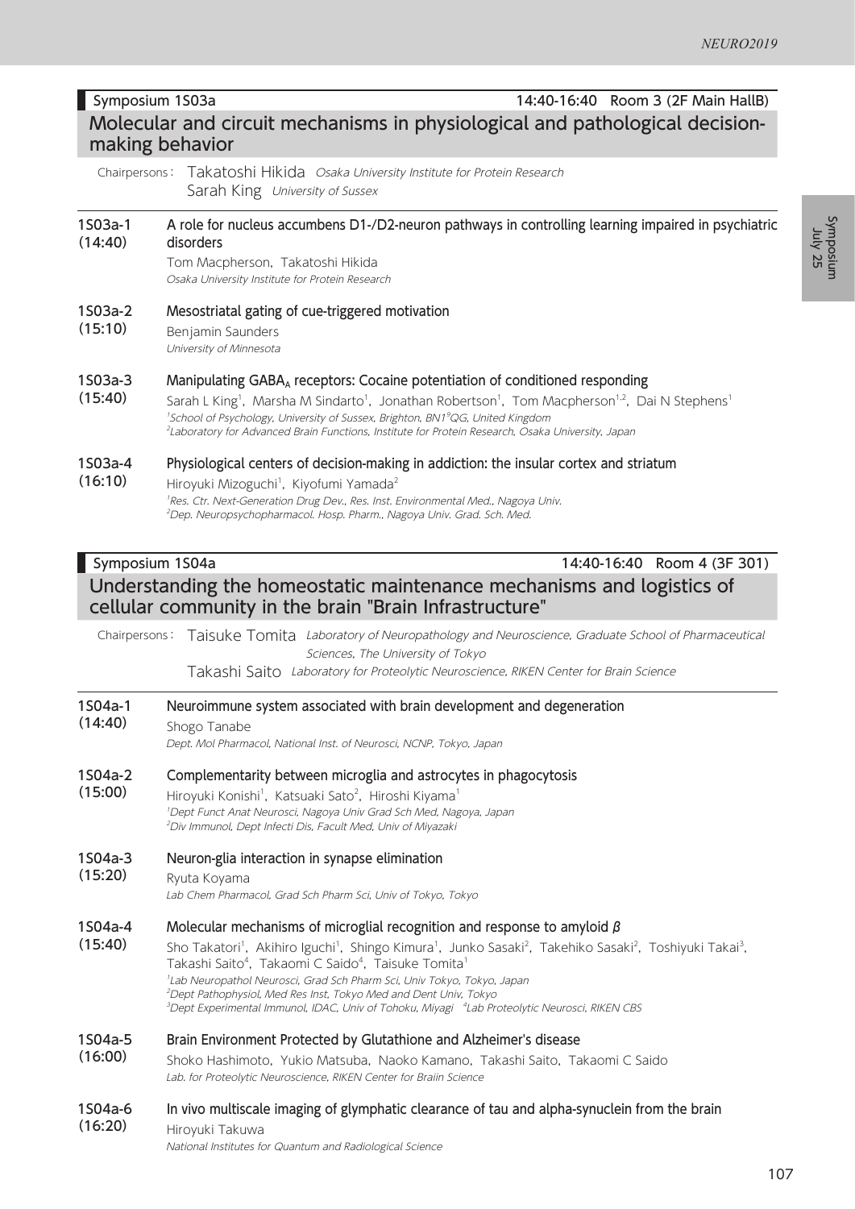## Symposium 1S03a — 14:40-16:40 Room 3 (2F Main HallB)

### Molecular and circuit mechanisms in physiological and pathological decision-making behavior

Chairpersons: Takatoshi Hikida *Osaka University Institute for Protein Research*
Sarah King *University of Sussex*

**1S03a-1 (14:40)**
**A role for nucleus accumbens D1-/D2-neuron pathways in controlling learning impaired in psychiatric disorders**
Tom Macpherson, Takatoshi Hikida
*Osaka University Institute for Protein Research*

**1S03a-2 (15:10)**
**Mesostriatal gating of cue-triggered motivation**
Benjamin Saunders
*University of Minnesota*

**1S03a-3 (15:40)**
**Manipulating $GABA_A$ receptors: Cocaine potentiation of conditioned responding**
Sarah L King[1], Marsha M Sindarto[1], Jonathan Robertson[1], Tom Macpherson[1,2], Dai N Stephens[1]
*[1]School of Psychology, University of Sussex, Brighton, BN1[9]QG, United Kingdom*
*[2]Laboratory for Advanced Brain Functions, Institute for Protein Research, Osaka University, Japan*

**1S03a-4 (16:10)**
**Physiological centers of decision-making in addiction: the insular cortex and striatum**
Hiroyuki Mizoguchi[1], Kiyofumi Yamada[2]
*[1]Res. Ctr. Next-Generation Drug Dev., Res. Inst. Environmental Med., Nagoya Univ.*
*[2]Dep. Neuropsychopharmacol. Hosp. Pharm., Nagoya Univ. Grad. Sch. Med.*

## Symposium 1S04a — 14:40-16:40 Room 4 (3F 301)

### Understanding the homeostatic maintenance mechanisms and logistics of cellular community in the brain "Brain Infrastructure"

Chairpersons: Taisuke Tomita *Laboratory of Neuropathology and Neuroscience, Graduate School of Pharmaceutical Sciences, The University of Tokyo*
Takashi Saito *Laboratory for Proteolytic Neuroscience, RIKEN Center for Brain Science*

**1S04a-1 (14:40)**
**Neuroimmune system associated with brain development and degeneration**
Shogo Tanabe
*Dept. Mol Pharmacol, National Inst. of Neurosci, NCNP, Tokyo, Japan*

**1S04a-2 (15:00)**
**Complementarity between microglia and astrocytes in phagocytosis**
Hiroyuki Konishi[1], Katsuaki Sato[2], Hiroshi Kiyama[1]
*[1]Dept Funct Anat Neurosci, Nagoya Univ Grad Sch Med, Nagoya, Japan*
*[2]Div Immunol, Dept Infecti Dis, Facult Med, Univ of Miyazaki*

**1S04a-3 (15:20)**
**Neuron-glia interaction in synapse elimination**
Ryuta Koyama
*Lab Chem Pharmacol, Grad Sch Pharm Sci, Univ of Tokyo, Tokyo*

**1S04a-4 (15:40)**
**Molecular mechanisms of microglial recognition and response to amyloid β**
Sho Takatori[1], Akihiro Iguchi[1], Shingo Kimura[1], Junko Sasaki[2], Takehiko Sasaki[2], Toshiyuki Takai[3], Takashi Saito[4], Takaomi C Saido[4], Taisuke Tomita[1]
*[1]Lab Neuropathol Neurosci, Grad Sch Pharm Sci, Univ Tokyo, Tokyo, Japan*
*[2]Dept Pathophysiol, Med Res Inst, Tokyo Med and Dent Univ, Tokyo*
*[3]Dept Experimental Immunol, IDAC, Univ of Tohoku, Miyagi [4]Lab Proteolytic Neurosci, RIKEN CBS*

**1S04a-5 (16:00)**
**Brain Environment Protected by Glutathione and Alzheimer's disease**
Shoko Hashimoto, Yukio Matsuba, Naoko Kamano, Takashi Saito, Takaomi C Saido
*Lab. for Proteolytic Neuroscience, RIKEN Center for Braiin Science*

**1S04a-6 (16:20)**
**In vivo multiscale imaging of glymphatic clearance of tau and alpha-synuclein from the brain**
Hiroyuki Takuwa
*National Institutes for Quantum and Radiological Science*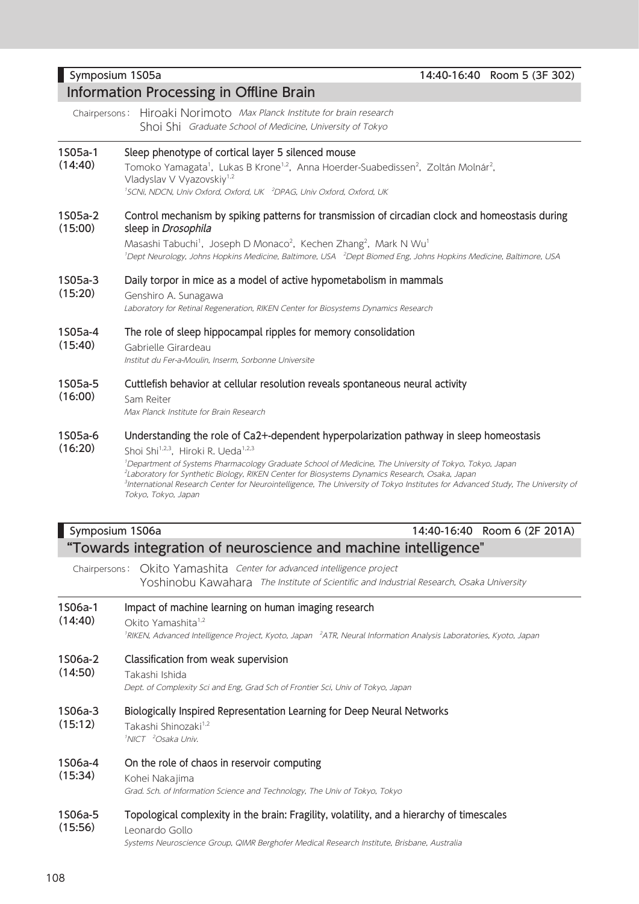## Symposium 1S05a — 14:40-16:40 Room 5 (3F 302)

# Information Processing in Offline Brain

Chairpersons: Hiroaki Norimoto *Max Planck Institute for brain research*
Shoi Shi *Graduate School of Medicine, University of Tokyo*

**1S05a-1 (14:40)**
**Sleep phenotype of cortical layer 5 silenced mouse**
Tomoko Yamagata[1], Lukas B Krone[1,2], Anna Hoerder-Suabedissen[2], Zoltán Molnár[2], Vladyslav V Vyazovskiy[1,2]
*[1]SCNi, NDCN, Univ Oxford, Oxford, UK [2]DPAG, Univ Oxford, Oxford, UK*

**1S05a-2 (15:00)**
**Control mechanism by spiking patterns for transmission of circadian clock and homeostasis during sleep in *Drosophila***
Masashi Tabuchi[1], Joseph D Monaco[2], Kechen Zhang[2], Mark N Wu[1]
*[1]Dept Neurology, Johns Hopkins Medicine, Baltimore, USA [2]Dept Biomed Eng, Johns Hopkins Medicine, Baltimore, USA*

**1S05a-3 (15:20)**
**Daily torpor in mice as a model of active hypometabolism in mammals**
Genshiro A. Sunagawa
*Laboratory for Retinal Regeneration, RIKEN Center for Biosystems Dynamics Research*

**1S05a-4 (15:40)**
**The role of sleep hippocampal ripples for memory consolidation**
Gabrielle Girardeau
*Institut du Fer-a-Moulin, Inserm, Sorbonne Universite*

**1S05a-5 (16:00)**
**Cuttlefish behavior at cellular resolution reveals spontaneous neural activity**
Sam Reiter
*Max Planck Institute for Brain Research*

**1S05a-6 (16:20)**
**Understanding the role of Ca2+-dependent hyperpolarization pathway in sleep homeostasis**
Shoi Shi[1,2,3], Hiroki R. Ueda[1,2,3]
*[1]Department of Systems Pharmacology Graduate School of Medicine, The University of Tokyo, Tokyo, Japan*
*[2]Laboratory for Synthetic Biology, RIKEN Center for Biosystems Dynamics Research, Osaka, Japan*
*[3]International Research Center for Neurointelligence, The University of Tokyo Institutes for Advanced Study, The University of Tokyo, Tokyo, Japan*

## Symposium 1S06a — 14:40-16:40 Room 6 (2F 201A)

# "Towards integration of neuroscience and machine intelligence"

Chairpersons: Okito Yamashita *Center for advanced intelligence project*
Yoshinobu Kawahara *The Institute of Scientific and Industrial Research, Osaka University*

**1S06a-1 (14:40)**
**Impact of machine learning on human imaging research**
Okito Yamashita[1,2]
*[1]RIKEN, Advanced Intelligence Project, Kyoto, Japan [2]ATR, Neural Information Analysis Laboratories, Kyoto, Japan*

**1S06a-2 (14:50)**
**Classification from weak supervision**
Takashi Ishida
*Dept. of Complexity Sci and Eng, Grad Sch of Frontier Sci, Univ of Tokyo, Japan*

**1S06a-3 (15:12)**
**Biologically Inspired Representation Learning for Deep Neural Networks**
Takashi Shinozaki[1,2]
*[1]NICT [2]Osaka Univ.*

**1S06a-4 (15:34)**
**On the role of chaos in reservoir computing**
Kohei Nakajima
*Grad. Sch. of Information Science and Technology, The Univ of Tokyo, Tokyo*

**1S06a-5 (15:56)**
**Topological complexity in the brain: Fragility, volatility, and a hierarchy of timescales**
Leonardo Gollo
*Systems Neuroscience Group, QIMR Berghofer Medical Research Institute, Brisbane, Australia*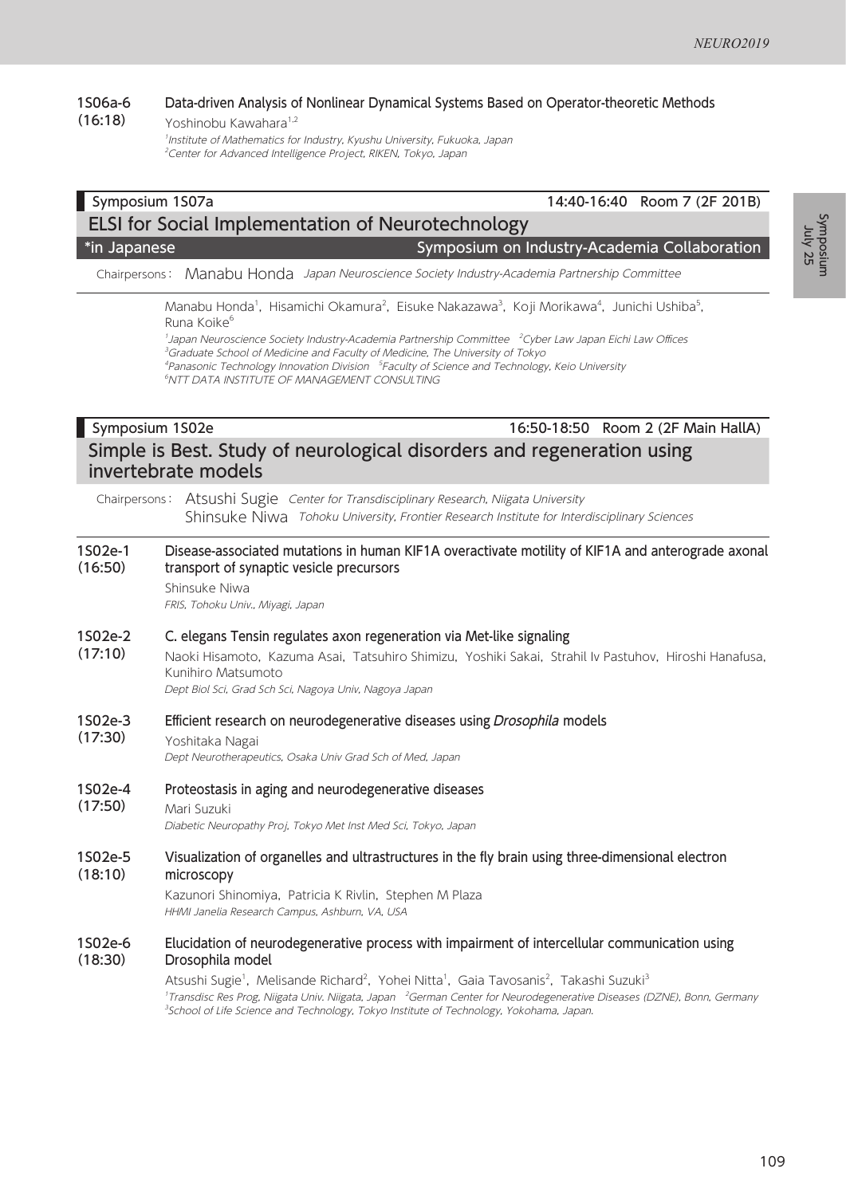**1S06a-6 (16:18)** **Data-driven Analysis of Nonlinear Dynamical Systems Based on Operator-theoretic Methods**

Yoshinobu Kawahara[1,2]

*[1]Institute of Mathematics for Industry, Kyushu University, Fukuoka, Japan*
*[2]Center for Advanced Intelligence Project, RIKEN, Tokyo, Japan*

## Symposium 1S07a — 14:40-16:40 Room 7 (2F 201B)

## ELSI for Social Implementation of Neurotechnology

*in Japanese — Symposium on Industry-Academia Collaboration

Chairpersons: Manabu Honda *Japan Neuroscience Society Industry-Academia Partnership Committee*

Manabu Honda[1], Hisamichi Okamura[2], Eisuke Nakazawa[3], Koji Morikawa[4], Junichi Ushiba[5], Runa Koike[6]

*[1]Japan Neuroscience Society Industry-Academia Partnership Committee [2]Cyber Law Japan Eichi Law Offices*
*[3]Graduate School of Medicine and Faculty of Medicine, The University of Tokyo*
*[4]Panasonic Technology Innovation Division [5]Faculty of Science and Technology, Keio University*
*[6]NTT DATA INSTITUTE OF MANAGEMENT CONSULTING*

## Symposium 1S02e — 16:50-18:50 Room 2 (2F Main HallA)

## Simple is Best. Study of neurological disorders and regeneration using invertebrate models

Chairpersons: Atsushi Sugie *Center for Transdisciplinary Research, Niigata University*
Shinsuke Niwa *Tohoku University, Frontier Research Institute for Interdisciplinary Sciences*

**1S02e-1 (16:50)** **Disease-associated mutations in human KIF1A overactivate motility of KIF1A and anterograde axonal transport of synaptic vesicle precursors**

Shinsuke Niwa

*FRIS, Tohoku Univ., Miyagi, Japan*

**1S02e-2 (17:10)** **C. elegans Tensin regulates axon regeneration via Met-like signaling**

Naoki Hisamoto, Kazuma Asai, Tatsuhiro Shimizu, Yoshiki Sakai, Strahil Iv Pastuhov, Hiroshi Hanafusa, Kunihiro Matsumoto

*Dept Biol Sci, Grad Sch Sci, Nagoya Univ, Nagoya Japan*

**1S02e-3 (17:30)** **Efficient research on neurodegenerative diseases using *Drosophila* models**

Yoshitaka Nagai

*Dept Neurotherapeutics, Osaka Univ Grad Sch of Med, Japan*

**1S02e-4 (17:50)** **Proteostasis in aging and neurodegenerative diseases**

Mari Suzuki

*Diabetic Neuropathy Proj, Tokyo Met Inst Med Sci, Tokyo, Japan*

**1S02e-5 (18:10)** **Visualization of organelles and ultrastructures in the fly brain using three-dimensional electron microscopy**

Kazunori Shinomiya, Patricia K Rivlin, Stephen M Plaza

*HHMI Janelia Research Campus, Ashburn, VA, USA*

**1S02e-6 (18:30)** **Elucidation of neurodegenerative process with impairment of intercellular communication using Drosophila model**

Atsushi Sugie[1], Melisande Richard[2], Yohei Nitta[1], Gaia Tavosanis[2], Takashi Suzuki[3]

*[1]Transdisc Res Prog, Niigata Univ. Niigata, Japan [2]German Center for Neurodegenerative Diseases (DZNE), Bonn, Germany*
*[3]School of Life Science and Technology, Tokyo Institute of Technology, Yokohama, Japan.*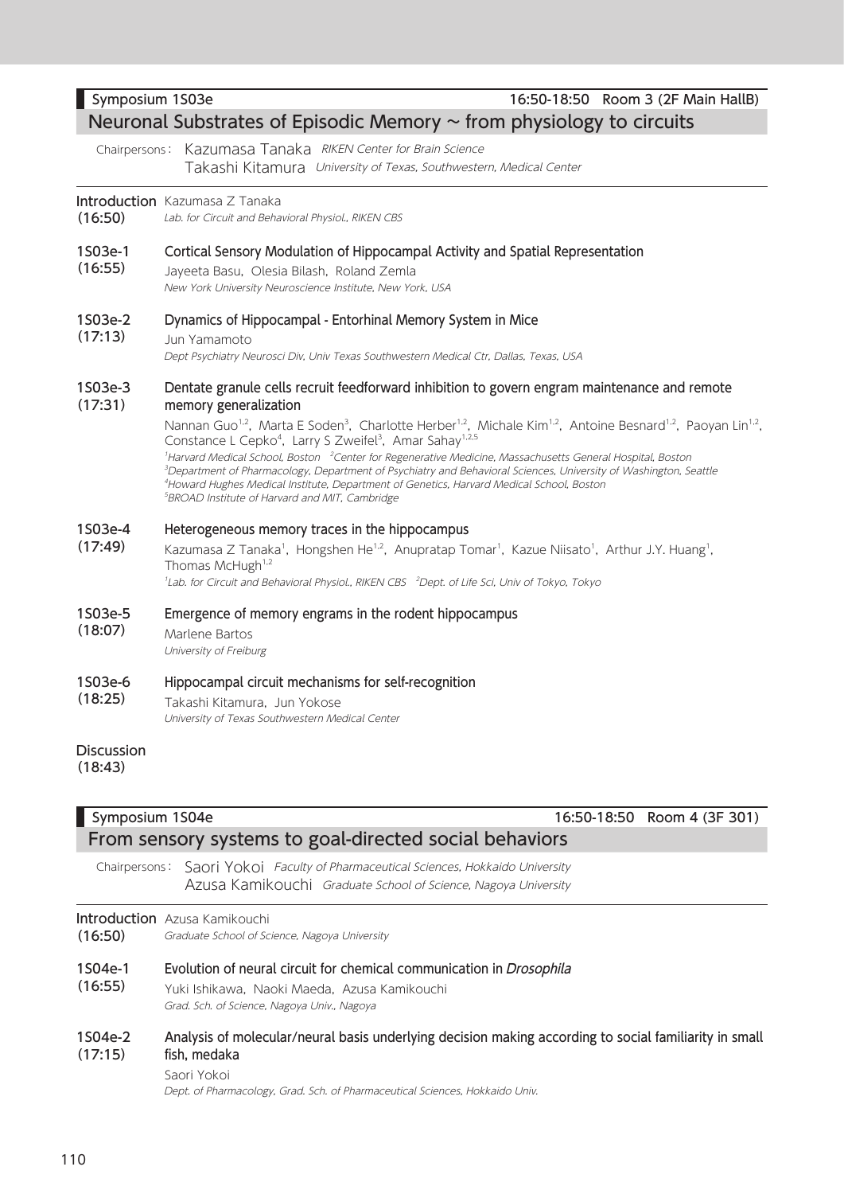**Symposium 1S03e** 16:50-18:50 Room 3 (2F Main HallB)

## Neuronal Substrates of Episodic Memory ~ from physiology to circuits

Chairpersons: Kazumasa Tanaka *RIKEN Center for Brain Science*
Takashi Kitamura *University of Texas, Southwestern, Medical Center*

**Introduction (16:50)** Kazumasa Z Tanaka
*Lab. for Circuit and Behavioral Physiol., RIKEN CBS*

**1S03e-1 (16:55)** **Cortical Sensory Modulation of Hippocampal Activity and Spatial Representation**
Jayeeta Basu, Olesia Bilash, Roland Zemla
*New York University Neuroscience Institute, New York, USA*

**1S03e-2 (17:13)** **Dynamics of Hippocampal - Entorhinal Memory System in Mice**
Jun Yamamoto
*Dept Psychiatry Neurosci Div, Univ Texas Southwestern Medical Ctr, Dallas, Texas, USA*

**1S03e-3 (17:31)** **Dentate granule cells recruit feedforward inhibition to govern engram maintenance and remote memory generalization**
Nannan Guo[1,2], Marta E Soden[3], Charlotte Herber[1,2], Michale Kim[1,2], Antoine Besnard[1,2], Paoyan Lin[1,2], Constance L Cepko[4], Larry S Zweifel[3], Amar Sahay[1,2,5]
[1]*Harvard Medical School, Boston* [2]*Center for Regenerative Medicine, Massachusetts General Hospital, Boston*
[3]*Department of Pharmacology, Department of Psychiatry and Behavioral Sciences, University of Washington, Seattle*
[4]*Howard Hughes Medical Institute, Department of Genetics, Harvard Medical School, Boston*
[5]*BROAD Institute of Harvard and MIT, Cambridge*

**1S03e-4 (17:49)** **Heterogeneous memory traces in the hippocampus**
Kazumasa Z Tanaka[1], Hongshen He[1,2], Anupratap Tomar[1], Kazue Niisato[1], Arthur J.Y. Huang[1], Thomas McHugh[1,2]
[1]*Lab. for Circuit and Behavioral Physiol., RIKEN CBS* [2]*Dept. of Life Sci, Univ of Tokyo, Tokyo*

**1S03e-5 (18:07)** **Emergence of memory engrams in the rodent hippocampus**
Marlene Bartos
*University of Freiburg*

**1S03e-6 (18:25)** **Hippocampal circuit mechanisms for self-recognition**
Takashi Kitamura, Jun Yokose
*University of Texas Southwestern Medical Center*

**Discussion (18:43)**

**Symposium 1S04e** 16:50-18:50 Room 4 (3F 301)

## From sensory systems to goal-directed social behaviors

Chairpersons: Saori Yokoi *Faculty of Pharmaceutical Sciences, Hokkaido University*
Azusa Kamikouchi *Graduate School of Science, Nagoya University*

**Introduction (16:50)** Azusa Kamikouchi
*Graduate School of Science, Nagoya University*

**1S04e-1 (16:55)** **Evolution of neural circuit for chemical communication in *Drosophila***
Yuki Ishikawa, Naoki Maeda, Azusa Kamikouchi
*Grad. Sch. of Science, Nagoya Univ., Nagoya*

**1S04e-2 (17:15)** **Analysis of molecular/neural basis underlying decision making according to social familiarity in small fish, medaka**
Saori Yokoi
*Dept. of Pharmacology, Grad. Sch. of Pharmaceutical Sciences, Hokkaido Univ.*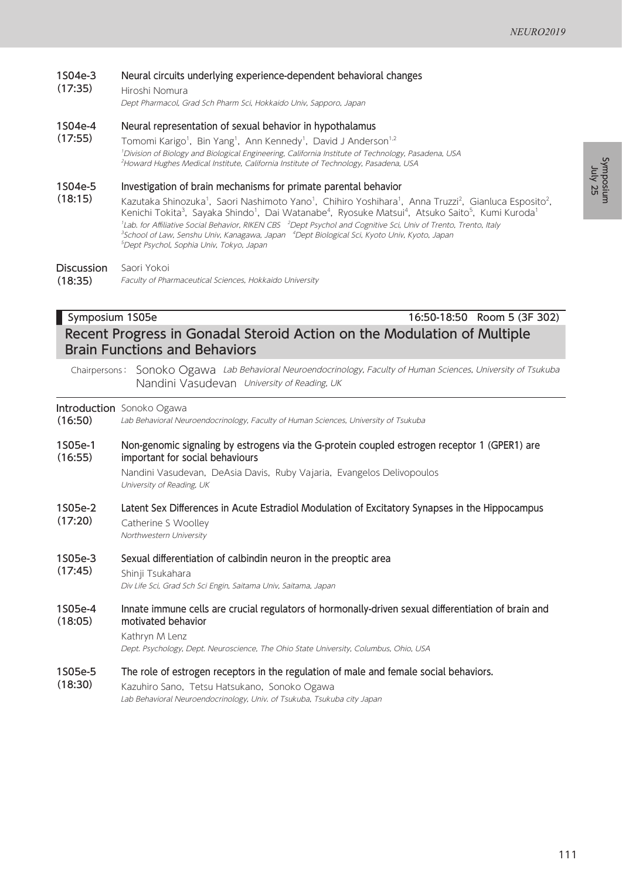**1S04e-3** **(17:35)** **Neural circuits underlying experience-dependent behavioral changes**

Hiroshi Nomura

*Dept Pharmacol, Grad Sch Pharm Sci, Hokkaido Univ, Sapporo, Japan*

**1S04e-4** **(17:55)** **Neural representation of sexual behavior in hypothalamus**

Tomomi Karigo[1], Bin Yang[1], Ann Kennedy[1], David J Anderson[1,2]

*[1]Division of Biology and Biological Engineering, California Institute of Technology, Pasadena, USA*
*[2]Howard Hughes Medical Institute, California Institute of Technology, Pasadena, USA*

**1S04e-5** **(18:15)** **Investigation of brain mechanisms for primate parental behavior**

Kazutaka Shinozuka[1], Saori Nashimoto Yano[1], Chihiro Yoshihara[1], Anna Truzzi[2], Gianluca Esposito[2], Kenichi Tokita[3], Sayaka Shindo[1], Dai Watanabe[4], Ryosuke Matsui[4], Atsuko Saito[5], Kumi Kuroda[1]

*[1]Lab. for Affiliative Social Behavior, RIKEN CBS [2]Dept Psychol and Cognitive Sci, Univ of Trento, Trento, Italy*
*[3]School of Law, Senshu Univ, Kanagawa, Japan [4]Dept Biological Sci, Kyoto Univ, Kyoto, Japan*
*[5]Dept Psychol, Sophia Univ, Tokyo, Japan*

**Discussion** **(18:35)** Saori Yokoi

*Faculty of Pharmaceutical Sciences, Hokkaido University*

---

**Symposium 1S05e** — **16:50-18:50 Room 5 (3F 302)**

## Recent Progress in Gonadal Steroid Action on the Modulation of Multiple Brain Functions and Behaviors

Chairpersons: Sonoko Ogawa *Lab Behavioral Neuroendocrinology, Faculty of Human Sciences, University of Tsukuba*
Nandini Vasudevan *University of Reading, UK*

**Introduction** **(16:50)** Sonoko Ogawa

*Lab Behavioral Neuroendocrinology, Faculty of Human Sciences, University of Tsukuba*

**1S05e-1** **(16:55)** **Non-genomic signaling by estrogens via the G-protein coupled estrogen receptor 1 (GPER1) are important for social behaviours**

Nandini Vasudevan, DeAsia Davis, Ruby Vajaria, Evangelos Delivopoulos

*University of Reading, UK*

**1S05e-2** **(17:20)** **Latent Sex Differences in Acute Estradiol Modulation of Excitatory Synapses in the Hippocampus**

Catherine S Woolley

*Northwestern University*

**1S05e-3** **(17:45)** **Sexual differentiation of calbindin neuron in the preoptic area**

Shinji Tsukahara

*Div Life Sci, Grad Sch Sci Engin, Saitama Univ, Saitama, Japan*

**1S05e-4** **(18:05)** **Innate immune cells are crucial regulators of hormonally-driven sexual differentiation of brain and motivated behavior**

Kathryn M Lenz

*Dept. Psychology, Dept. Neuroscience, The Ohio State University, Columbus, Ohio, USA*

**1S05e-5** **(18:30)** **The role of estrogen receptors in the regulation of male and female social behaviors.**

Kazuhiro Sano, Tetsu Hatsukano, Sonoko Ogawa

*Lab Behavioral Neuroendocrinology, Univ. of Tsukuba, Tsukuba city Japan*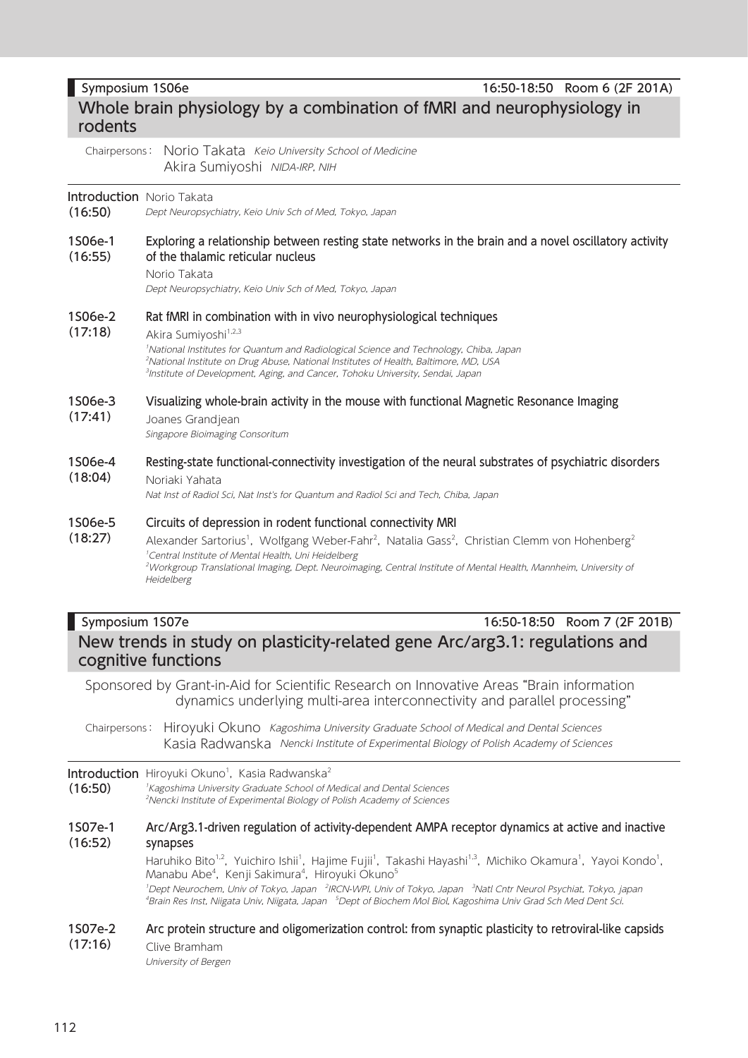**Symposium 1S06e** 16:50-18:50 Room 6 (2F 201A)

## Whole brain physiology by a combination of fMRI and neurophysiology in rodents

Chairpersons: Norio Takata *Keio University School of Medicine*
Akira Sumiyoshi *NIDA-IRP, NIH*

**Introduction (16:50)** Norio Takata
*Dept Neuropsychiatry, Keio Univ Sch of Med, Tokyo, Japan*

**1S06e-1 (16:55)** **Exploring a relationship between resting state networks in the brain and a novel oscillatory activity of the thalamic reticular nucleus**
Norio Takata
*Dept Neuropsychiatry, Keio Univ Sch of Med, Tokyo, Japan*

**1S06e-2 (17:18)** **Rat fMRI in combination with in vivo neurophysiological techniques**
Akira Sumiyoshi[1,2,3]
*[1]National Institutes for Quantum and Radiological Science and Technology, Chiba, Japan*
*[2]National Institute on Drug Abuse, National Institutes of Health, Baltimore, MD, USA*
*[3]Institute of Development, Aging, and Cancer, Tohoku University, Sendai, Japan*

**1S06e-3 (17:41)** **Visualizing whole-brain activity in the mouse with functional Magnetic Resonance Imaging**
Joanes Grandjean
*Singapore Bioimaging Consoritum*

**1S06e-4 (18:04)** **Resting-state functional-connectivity investigation of the neural substrates of psychiatric disorders**
Noriaki Yahata
*Nat Inst of Radiol Sci, Nat Inst's for Quantum and Radiol Sci and Tech, Chiba, Japan*

**1S06e-5 (18:27)** **Circuits of depression in rodent functional connectivity MRI**
Alexander Sartorius[1], Wolfgang Weber-Fahr[2], Natalia Gass[2], Christian Clemm von Hohenberg[2]
*[1]Central Institute of Mental Health, Uni Heidelberg*
*[2]Workgroup Translational Imaging, Dept. Neuroimaging, Central Institute of Mental Health, Mannheim, University of Heidelberg*

**Symposium 1S07e** 16:50-18:50 Room 7 (2F 201B)

## New trends in study on plasticity-related gene Arc/arg3.1: regulations and cognitive functions

Sponsored by Grant-in-Aid for Scientific Research on Innovative Areas "Brain information dynamics underlying multi-area interconnectivity and parallel processing"

Chairpersons: Hiroyuki Okuno *Kagoshima University Graduate School of Medical and Dental Sciences*
Kasia Radwanska *Nencki Institute of Experimental Biology of Polish Academy of Sciences*

**Introduction (16:50)** Hiroyuki Okuno[1], Kasia Radwanska[2]
*[1]Kagoshima University Graduate School of Medical and Dental Sciences*
*[2]Nencki Institute of Experimental Biology of Polish Academy of Sciences*

**1S07e-1 (16:52)** **Arc/Arg3.1-driven regulation of activity-dependent AMPA receptor dynamics at active and inactive synapses**
Haruhiko Bito[1,2], Yuichiro Ishii[1], Hajime Fujii[1], Takashi Hayashi[1,3], Michiko Okamura[1], Yayoi Kondo[1], Manabu Abe[4], Kenji Sakimura[4], Hiroyuki Okuno[5]
*[1]Dept Neurochem, Univ of Tokyo, Japan [2]IRCN-WPI, Univ of Tokyo, Japan [3]Natl Cntr Neurol Psychiat, Tokyo, japan [4]Brain Res Inst, Niigata Univ, Niigata, Japan [5]Dept of Biochem Mol Biol, Kagoshima Univ Grad Sch Med Dent Sci.*

**1S07e-2 (17:16)** **Arc protein structure and oligomerization control: from synaptic plasticity to retroviral-like capsids**
Clive Bramham
*University of Bergen*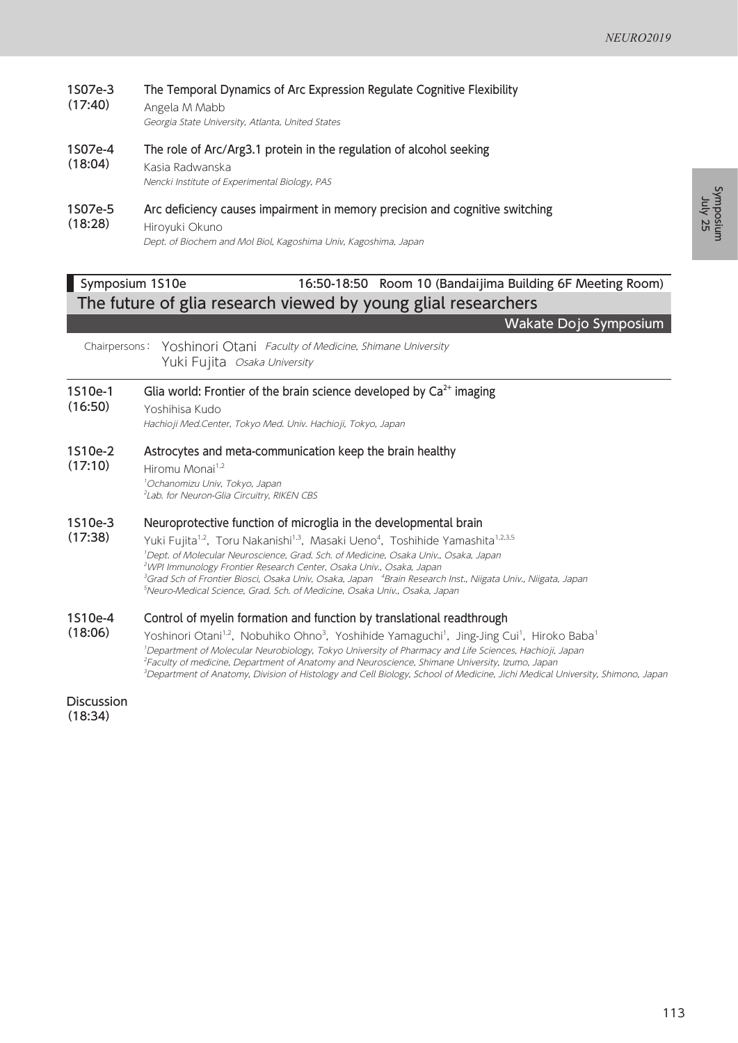**1S07e-3 (17:40)** **The Temporal Dynamics of Arc Expression Regulate Cognitive Flexibility**
Angela M Mabb
*Georgia State University, Atlanta, United States*

**1S07e-4 (18:04)** **The role of Arc/Arg3.1 protein in the regulation of alcohol seeking**
Kasia Radwanska
*Nencki Institute of Experimental Biology, PAS*

**1S07e-5 (18:28)** **Arc deficiency causes impairment in memory precision and cognitive switching**
Hiroyuki Okuno
*Dept. of Biochem and Mol Biol, Kagoshima Univ, Kagoshima, Japan*

## Symposium 1S10e — 16:50-18:50 Room 10 (Bandaijima Building 6F Meeting Room)

### The future of glia research viewed by young glial researchers

**Wakate Dojo Symposium**

Chairpersons: Yoshinori Otani *Faculty of Medicine, Shimane University*
Yuki Fujita *Osaka University*

**1S10e-1 (16:50)** **Glia world: Frontier of the brain science developed by $Ca^{2+}$ imaging**
Yoshihisa Kudo
*Hachioji Med.Center, Tokyo Med. Univ. Hachioji, Tokyo, Japan*

**1S10e-2 (17:10)** **Astrocytes and meta-communication keep the brain healthy**
Hiromu Monai[1,2]
*[1]Ochanomizu Univ, Tokyo, Japan*
*[2]Lab. for Neuron-Glia Circuitry, RIKEN CBS*

**1S10e-3 (17:38)** **Neuroprotective function of microglia in the developmental brain**
Yuki Fujita[1,2], Toru Nakanishi[1,3], Masaki Ueno[4], Toshihide Yamashita[1,2,3,5]
*[1]Dept. of Molecular Neuroscience, Grad. Sch. of Medicine, Osaka Univ., Osaka, Japan*
*[2]WPI Immunology Frontier Research Center, Osaka Univ., Osaka, Japan*
*[3]Grad Sch of Frontier Biosci, Osaka Univ, Osaka, Japan* *[4]Brain Research Inst., Niigata Univ., Niigata, Japan*
*[5]Neuro-Medical Science, Grad. Sch. of Medicine, Osaka Univ., Osaka, Japan*

**1S10e-4 (18:06)** **Control of myelin formation and function by translational readthrough**
Yoshinori Otani[1,2], Nobuhiko Ohno[3], Yoshihide Yamaguchi[1], Jing-Jing Cui[1], Hiroko Baba[1]
*[1]Department of Molecular Neurobiology, Tokyo University of Pharmacy and Life Sciences, Hachioji, Japan*
*[2]Faculty of medicine, Department of Anatomy and Neuroscience, Shimane University, Izumo, Japan*
*[3]Department of Anatomy, Division of Histology and Cell Biology, School of Medicine, Jichi Medical University, Shimono, Japan*

**Discussion (18:34)**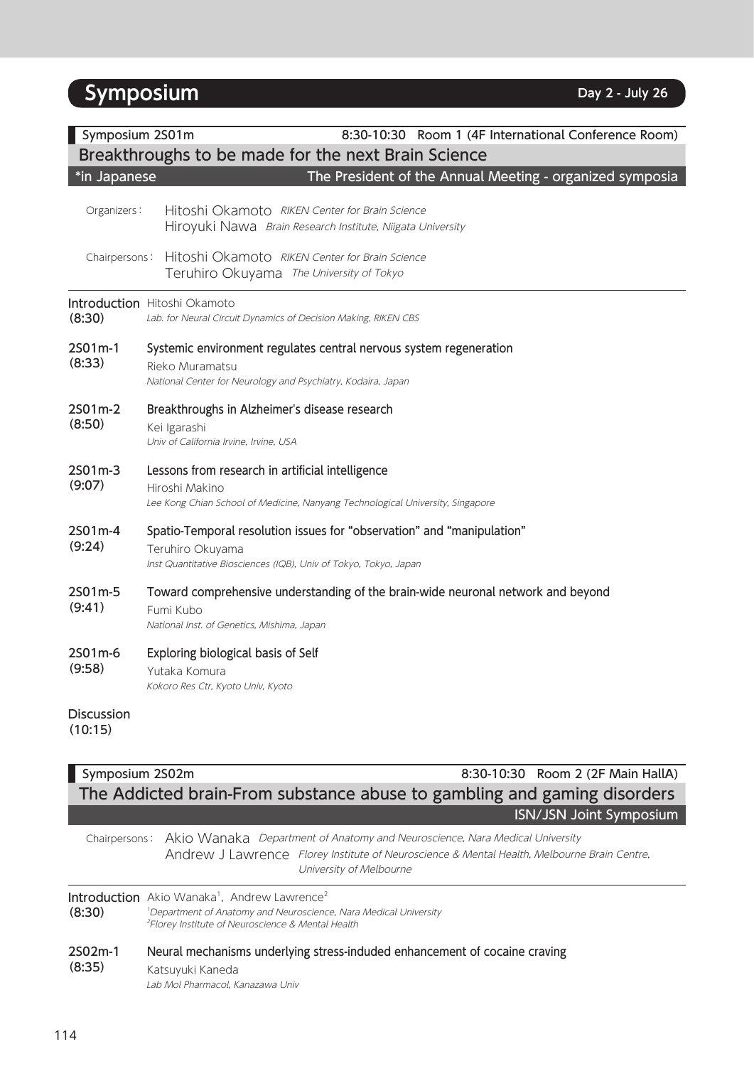# Symposium

**Day 2 - July 26**

## Symposium 2S01m

8:30-10:30 Room 1 (4F International Conference Room)

### Breakthroughs to be made for the next Brain Science

*in Japanese — The President of the Annual Meeting - organized symposia

Organizers: Hitoshi Okamoto *RIKEN Center for Brain Science*
Hiroyuki Nawa *Brain Research Institute, Niigata University*

Chairpersons: Hitoshi Okamoto *RIKEN Center for Brain Science*
Teruhiro Okuyama *The University of Tokyo*

**Introduction (8:30)** Hitoshi Okamoto
*Lab. for Neural Circuit Dynamics of Decision Making, RIKEN CBS*

**2S01m-1 (8:33)** **Systemic environment regulates central nervous system regeneration**
Rieko Muramatsu
*National Center for Neurology and Psychiatry, Kodaira, Japan*

**2S01m-2 (8:50)** **Breakthroughs in Alzheimer's disease research**
Kei Igarashi
*Univ of California Irvine, Irvine, USA*

**2S01m-3 (9:07)** **Lessons from research in artificial intelligence**
Hiroshi Makino
*Lee Kong Chian School of Medicine, Nanyang Technological University, Singapore*

**2S01m-4 (9:24)** **Spatio-Temporal resolution issues for “observation” and “manipulation”**
Teruhiro Okuyama
*Inst Quantitative Biosciences (IQB), Univ of Tokyo, Tokyo, Japan*

**2S01m-5 (9:41)** **Toward comprehensive understanding of the brain-wide neuronal network and beyond**
Fumi Kubo
*National Inst. of Genetics, Mishima, Japan*

**2S01m-6 (9:58)** **Exploring biological basis of Self**
Yutaka Komura
*Kokoro Res Ctr, Kyoto Univ, Kyoto*

**Discussion (10:15)**

## Symposium 2S02m

8:30-10:30 Room 2 (2F Main HallA)

### The Addicted brain-From substance abuse to gambling and gaming disorders

ISN/JSN Joint Symposium

Chairpersons: Akio Wanaka *Department of Anatomy and Neuroscience, Nara Medical University*
Andrew J Lawrence *Florey Institute of Neuroscience & Mental Health, Melbourne Brain Centre, University of Melbourne*

**Introduction (8:30)** Akio Wanaka[1], Andrew Lawrence[2]
*[1]Department of Anatomy and Neuroscience, Nara Medical University*
*[2]Florey Institute of Neuroscience & Mental Health*

**2S02m-1 (8:35)** **Neural mechanisms underlying stress-induded enhancement of cocaine craving**
Katsuyuki Kaneda
*Lab Mol Pharmacol, Kanazawa Univ*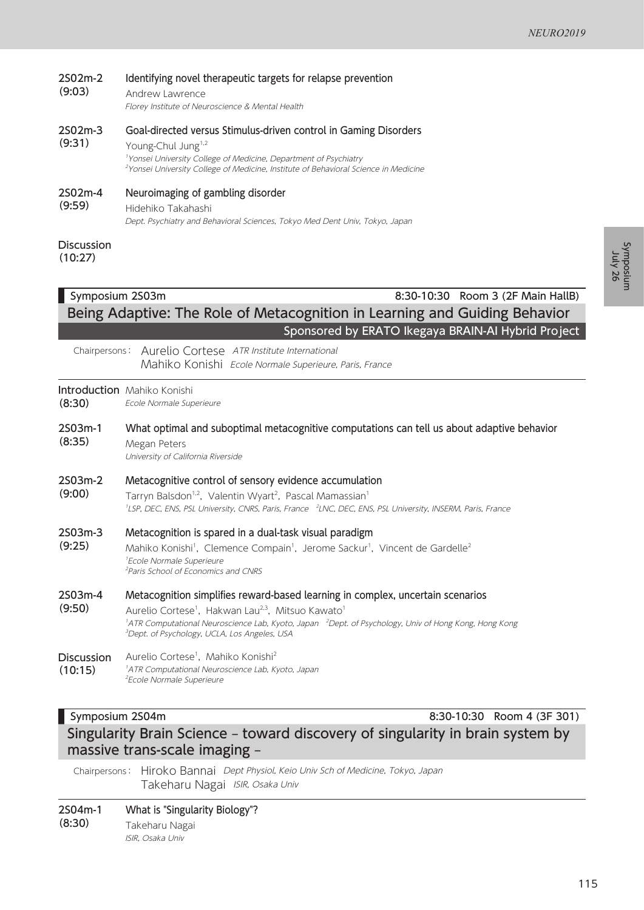**2S02m-2 (9:03)** **Identifying novel therapeutic targets for relapse prevention**
Andrew Lawrence
*Florey Institute of Neuroscience & Mental Health*

**2S02m-3 (9:31)** **Goal-directed versus Stimulus-driven control in Gaming Disorders**
Young-Chul Jung[1,2]
*[1]Yonsei University College of Medicine, Department of Psychiatry*
*[2]Yonsei University College of Medicine, Institute of Behavioral Science in Medicine*

**2S02m-4 (9:59)** **Neuroimaging of gambling disorder**
Hidehiko Takahashi
*Dept. Psychiatry and Behavioral Sciences, Tokyo Med Dent Univ, Tokyo, Japan*

**Discussion (10:27)**

## Symposium 2S03m — 8:30-10:30 Room 3 (2F Main HallB)

### Being Adaptive: The Role of Metacognition in Learning and Guiding Behavior

**Sponsored by ERATO Ikegaya BRAIN-AI Hybrid Project**

Chairpersons: Aurelio Cortese *ATR Institute International*
Mahiko Konishi *Ecole Normale Superieure, Paris, France*

**Introduction (8:30)** Mahiko Konishi
*Ecole Normale Superieure*

**2S03m-1 (8:35)** **What optimal and suboptimal metacognitive computations can tell us about adaptive behavior**
Megan Peters
*University of California Riverside*

**2S03m-2 (9:00)** **Metacognitive control of sensory evidence accumulation**
Tarryn Balsdon[1,2], Valentin Wyart[2], Pascal Mamassian[1]
*[1]LSP, DEC, ENS, PSL University, CNRS, Paris, France [2]LNC, DEC, ENS, PSL University, INSERM, Paris, France*

**2S03m-3 (9:25)** **Metacognition is spared in a dual-task visual paradigm**
Mahiko Konishi[1], Clemence Compain[1], Jerome Sackur[1], Vincent de Gardelle[2]
*[1]Ecole Normale Superieure*
*[2]Paris School of Economics and CNRS*

**2S03m-4 (9:50)** **Metacognition simplifies reward-based learning in complex, uncertain scenarios**
Aurelio Cortese[1], Hakwan Lau[2,3], Mitsuo Kawato[1]
*[1]ATR Computational Neuroscience Lab, Kyoto, Japan [2]Dept. of Psychology, Univ of Hong Kong, Hong Kong*
*[3]Dept. of Psychology, UCLA, Los Angeles, USA*

**Discussion (10:15)** Aurelio Cortese[1], Mahiko Konishi[2]
*[1]ATR Computational Neuroscience Lab, Kyoto, Japan*
*[2]Ecole Normale Superieure*

## Symposium 2S04m — 8:30-10:30 Room 4 (3F 301)

### Singularity Brain Science – toward discovery of singularity in brain system by massive trans-scale imaging –

Chairpersons: Hiroko Bannai *Dept Physiol, Keio Univ Sch of Medicine, Tokyo, Japan*
Takeharu Nagai *ISIR, Osaka Univ*

**2S04m-1 (8:30)** **What is "Singularity Biology"?**
Takeharu Nagai
*ISIR, Osaka Univ*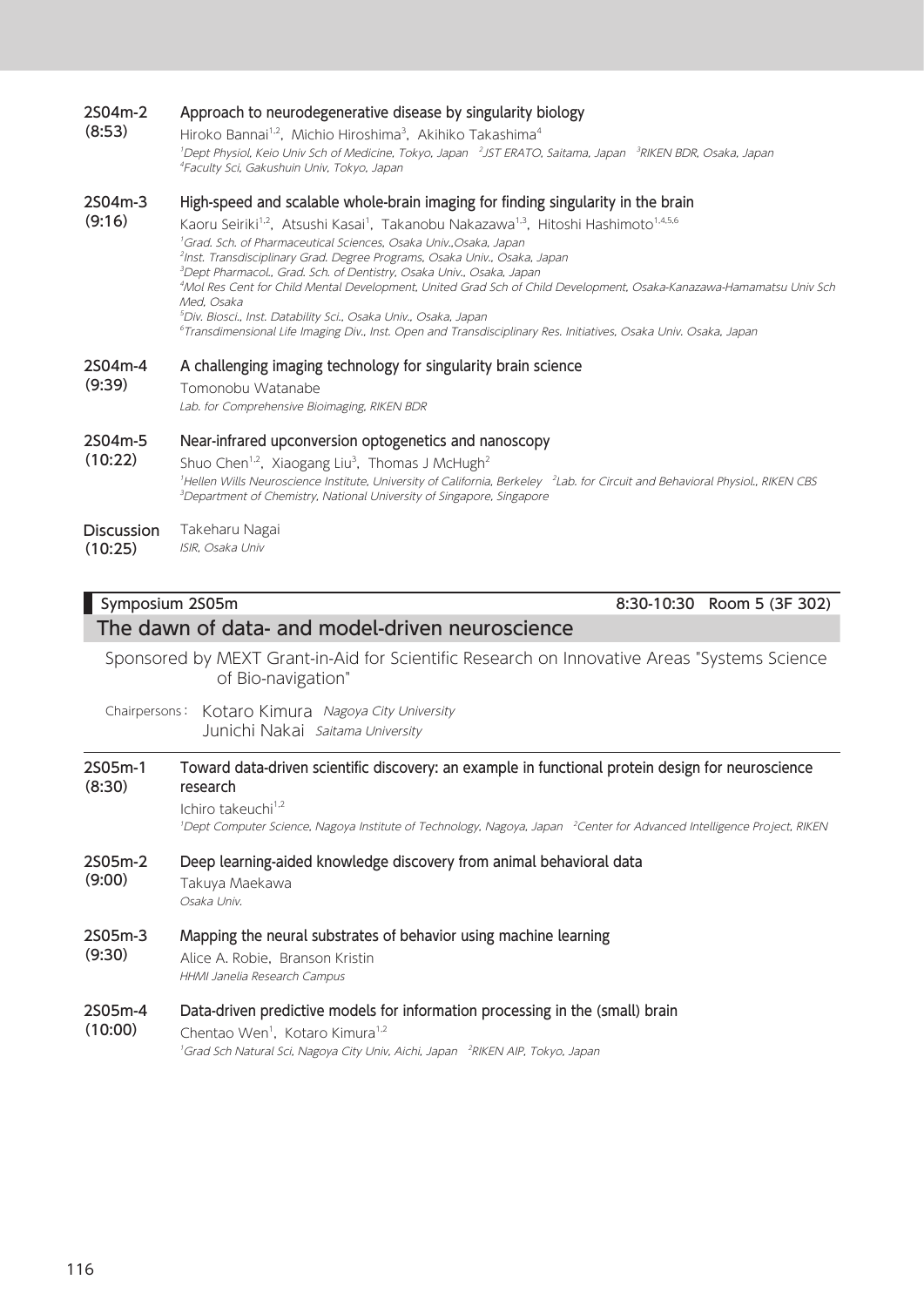**2S04m-2 (8:53)**

**Approach to neurodegenerative disease by singularity biology**

Hiroko Bannai[1,2], Michio Hiroshima[3], Akihiko Takashima[4]

*[1]Dept Physiol, Keio Univ Sch of Medicine, Tokyo, Japan [2]JST ERATO, Saitama, Japan [3]RIKEN BDR, Osaka, Japan [4]Faculty Sci, Gakushuin Univ, Tokyo, Japan*

**2S04m-3 (9:16)**

**High-speed and scalable whole-brain imaging for finding singularity in the brain**

Kaoru Seiriki[1,2], Atsushi Kasai[1], Takanobu Nakazawa[1,3], Hitoshi Hashimoto[1,4,5,6]

*[1]Grad. Sch. of Pharmaceutical Sciences, Osaka Univ.,Osaka, Japan*
*[2]Inst. Transdisciplinary Grad. Degree Programs, Osaka Univ., Osaka, Japan*
*[3]Dept Pharmacol., Grad. Sch. of Dentistry, Osaka Univ., Osaka, Japan*
*[4]Mol Res Cent for Child Mental Development, United Grad Sch of Child Development, Osaka-Kanazawa-Hamamatsu Univ Sch Med, Osaka*
*[5]Div. Biosci., Inst. Datability Sci., Osaka Univ., Osaka, Japan*
*[6]Transdimensional Life Imaging Div., Inst. Open and Transdisciplinary Res. Initiatives, Osaka Univ. Osaka, Japan*

**2S04m-4 (9:39)**

**A challenging imaging technology for singularity brain science**

Tomonobu Watanabe

*Lab. for Comprehensive Bioimaging, RIKEN BDR*

**2S04m-5 (10:22)**

**Near-infrared upconversion optogenetics and nanoscopy**

Shuo Chen[1,2], Xiaogang Liu[3], Thomas J McHugh[2]

*[1]Hellen Wills Neuroscience Institute, University of California, Berkeley [2]Lab. for Circuit and Behavioral Physiol., RIKEN CBS*
*[3]Department of Chemistry, National University of Singapore, Singapore*

**Discussion (10:25)**

Takeharu Nagai

*ISIR, Osaka Univ*

## Symposium 2S05m — 8:30-10:30 Room 5 (3F 302)

## The dawn of data- and model-driven neuroscience

Sponsored by MEXT Grant-in-Aid for Scientific Research on Innovative Areas "Systems Science of Bio-navigation"

Chairpersons: Kotaro Kimura *Nagoya City University*
Junichi Nakai *Saitama University*

**2S05m-1 (8:30)**

**Toward data-driven scientific discovery: an example in functional protein design for neuroscience research**

Ichiro takeuchi[1,2]

*[1]Dept Computer Science, Nagoya Institute of Technology, Nagoya, Japan [2]Center for Advanced Intelligence Project, RIKEN*

**2S05m-2 (9:00)**

**Deep learning-aided knowledge discovery from animal behavioral data**

Takuya Maekawa

*Osaka Univ.*

**2S05m-3 (9:30)**

**Mapping the neural substrates of behavior using machine learning**

Alice A. Robie, Branson Kristin

*HHMI Janelia Research Campus*

**2S05m-4 (10:00)**

**Data-driven predictive models for information processing in the (small) brain**

Chentao Wen[1], Kotaro Kimura[1,2]

*[1]Grad Sch Natural Sci, Nagoya City Univ, Aichi, Japan [2]RIKEN AIP, Tokyo, Japan*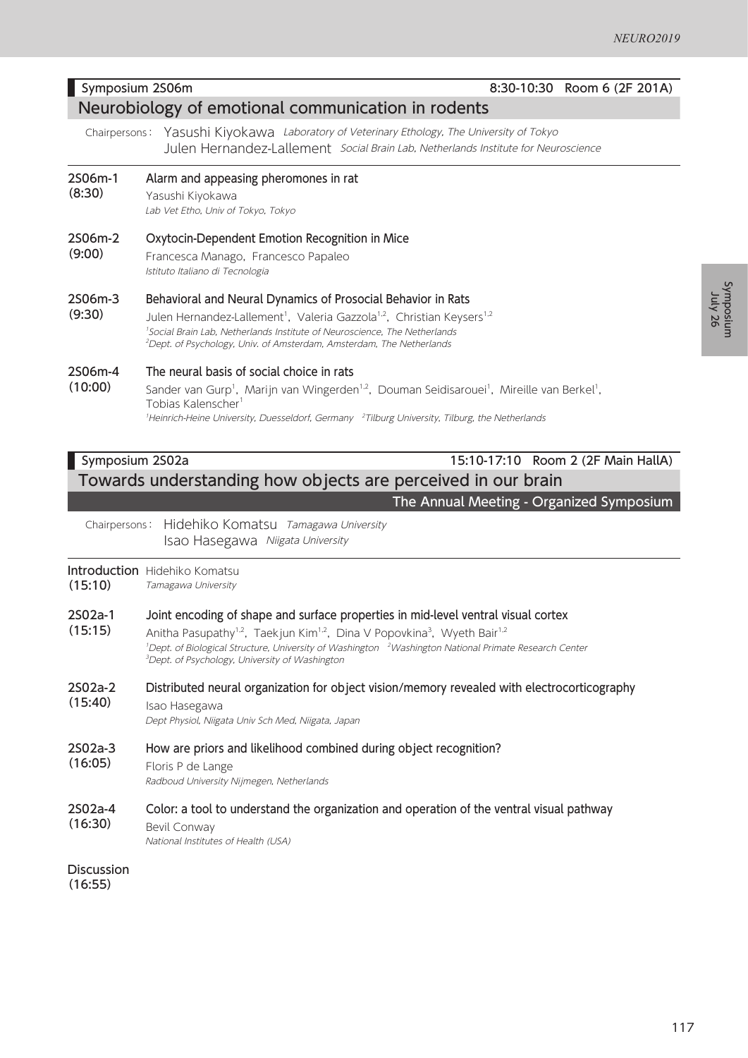## Symposium 2S06m — 8:30-10:30 Room 6 (2F 201A)

# Neurobiology of emotional communication in rodents

Chairpersons: Yasushi Kiyokawa *Laboratory of Veterinary Ethology, The University of Tokyo*
Julen Hernandez-Lallement *Social Brain Lab, Netherlands Institute for Neuroscience*

**2S06m-1 (8:30)** **Alarm and appeasing pheromones in rat**
Yasushi Kiyokawa
*Lab Vet Etho, Univ of Tokyo, Tokyo*

**2S06m-2 (9:00)** **Oxytocin-Dependent Emotion Recognition in Mice**
Francesca Manago, Francesco Papaleo
*Istituto Italiano di Tecnologia*

**2S06m-3 (9:30)** **Behavioral and Neural Dynamics of Prosocial Behavior in Rats**
Julen Hernandez-Lallement[1], Valeria Gazzola[1,2], Christian Keysers[1,2]
*[1]Social Brain Lab, Netherlands Institute of Neuroscience, The Netherlands*
*[2]Dept. of Psychology, Univ. of Amsterdam, Amsterdam, The Netherlands*

**2S06m-4 (10:00)** **The neural basis of social choice in rats**
Sander van Gurp[1], Marijn van Wingerden[1,2], Douman Seidisarouei[1], Mireille van Berkel[1], Tobias Kalenscher[1]
*[1]Heinrich-Heine University, Duesseldorf, Germany [2]Tilburg University, Tilburg, the Netherlands*

## Symposium 2S02a — 15:10-17:10 Room 2 (2F Main HallA)

# Towards understanding how objects are perceived in our brain

**The Annual Meeting - Organized Symposium**

Chairpersons: Hidehiko Komatsu *Tamagawa University*
Isao Hasegawa *Niigata University*

**Introduction (15:10)** Hidehiko Komatsu
*Tamagawa University*

**2S02a-1 (15:15)** **Joint encoding of shape and surface properties in mid-level ventral visual cortex**
Anitha Pasupathy[1,2], Taekjun Kim[1,2], Dina V Popovkina[3], Wyeth Bair[1,2]
*[1]Dept. of Biological Structure, University of Washington [2]Washington National Primate Research Center*
*[3]Dept. of Psychology, University of Washington*

**2S02a-2 (15:40)** **Distributed neural organization for object vision/memory revealed with electrocorticography**
Isao Hasegawa
*Dept Physiol, Niigata Univ Sch Med, Niigata, Japan*

**2S02a-3 (16:05)** **How are priors and likelihood combined during object recognition?**
Floris P de Lange
*Radboud University Nijmegen, Netherlands*

**2S02a-4 (16:30)** **Color: a tool to understand the organization and operation of the ventral visual pathway**
Bevil Conway
*National Institutes of Health (USA)*

**Discussion (16:55)**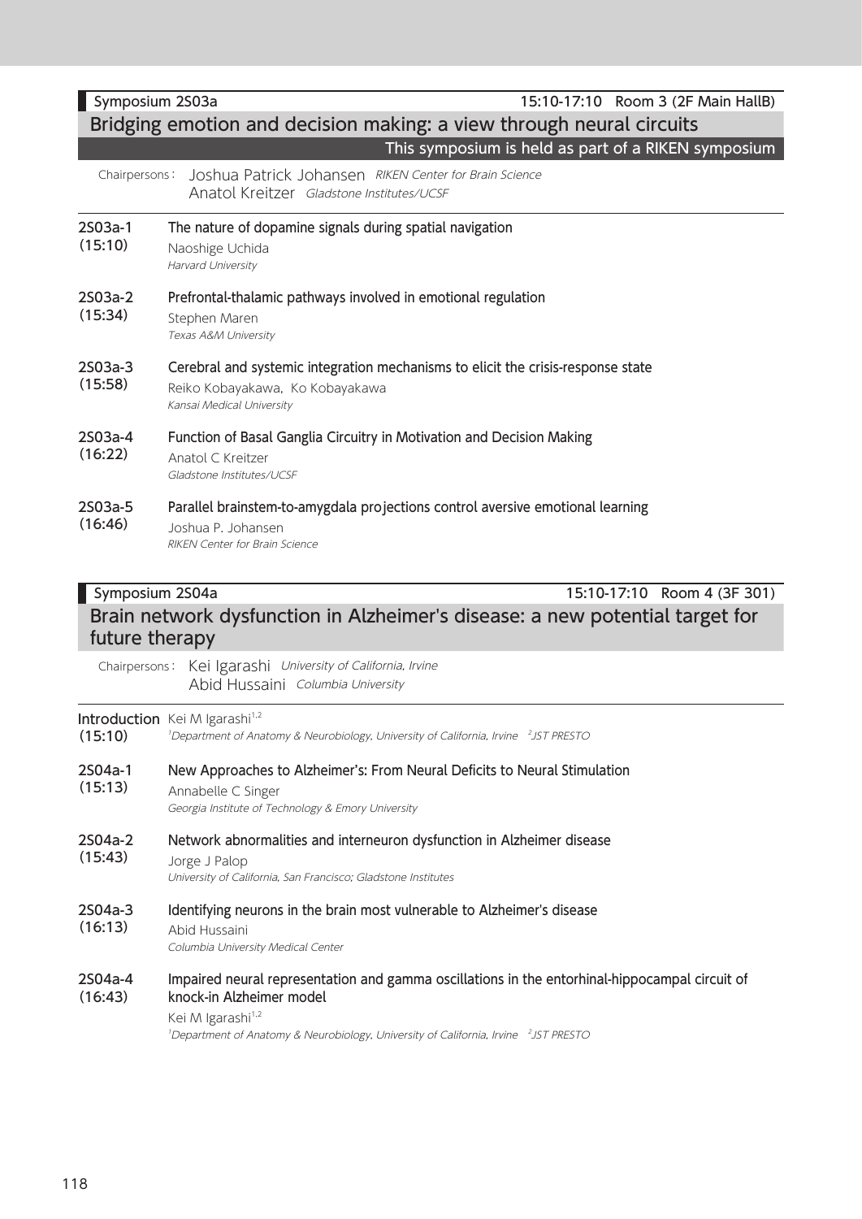**Symposium 2S03a** 15:10-17:10 Room 3 (2F Main HallB)

## Bridging emotion and decision making: a view through neural circuits

This symposium is held as part of a RIKEN symposium

Chairpersons: Joshua Patrick Johansen *RIKEN Center for Brain Science*
Anatol Kreitzer *Gladstone Institutes/UCSF*

**2S03a-1 (15:10)**
**The nature of dopamine signals during spatial navigation**
Naoshige Uchida
*Harvard University*

**2S03a-2 (15:34)**
**Prefrontal-thalamic pathways involved in emotional regulation**
Stephen Maren
*Texas A&M University*

**2S03a-3 (15:58)**
**Cerebral and systemic integration mechanisms to elicit the crisis-response state**
Reiko Kobayakawa, Ko Kobayakawa
*Kansai Medical University*

**2S03a-4 (16:22)**
**Function of Basal Ganglia Circuitry in Motivation and Decision Making**
Anatol C Kreitzer
*Gladstone Institutes/UCSF*

**2S03a-5 (16:46)**
**Parallel brainstem-to-amygdala projections control aversive emotional learning**
Joshua P. Johansen
*RIKEN Center for Brain Science*

**Symposium 2S04a** 15:10-17:10 Room 4 (3F 301)

## Brain network dysfunction in Alzheimer's disease: a new potential target for future therapy

Chairpersons: Kei Igarashi *University of California, Irvine*
Abid Hussaini *Columbia University*

**Introduction (15:10)**
Kei M Igarashi[1,2]
*[1]Department of Anatomy & Neurobiology, University of California, Irvine [2]JST PRESTO*

**2S04a-1 (15:13)**
**New Approaches to Alzheimer's: From Neural Deficits to Neural Stimulation**
Annabelle C Singer
*Georgia Institute of Technology & Emory University*

**2S04a-2 (15:43)**
**Network abnormalities and interneuron dysfunction in Alzheimer disease**
Jorge J Palop
*University of California, San Francisco; Gladstone Institutes*

**2S04a-3 (16:13)**
**Identifying neurons in the brain most vulnerable to Alzheimer's disease**
Abid Hussaini
*Columbia University Medical Center*

**2S04a-4 (16:43)**
**Impaired neural representation and gamma oscillations in the entorhinal-hippocampal circuit of knock-in Alzheimer model**
Kei M Igarashi[1,2]
*[1]Department of Anatomy & Neurobiology, University of California, Irvine [2]JST PRESTO*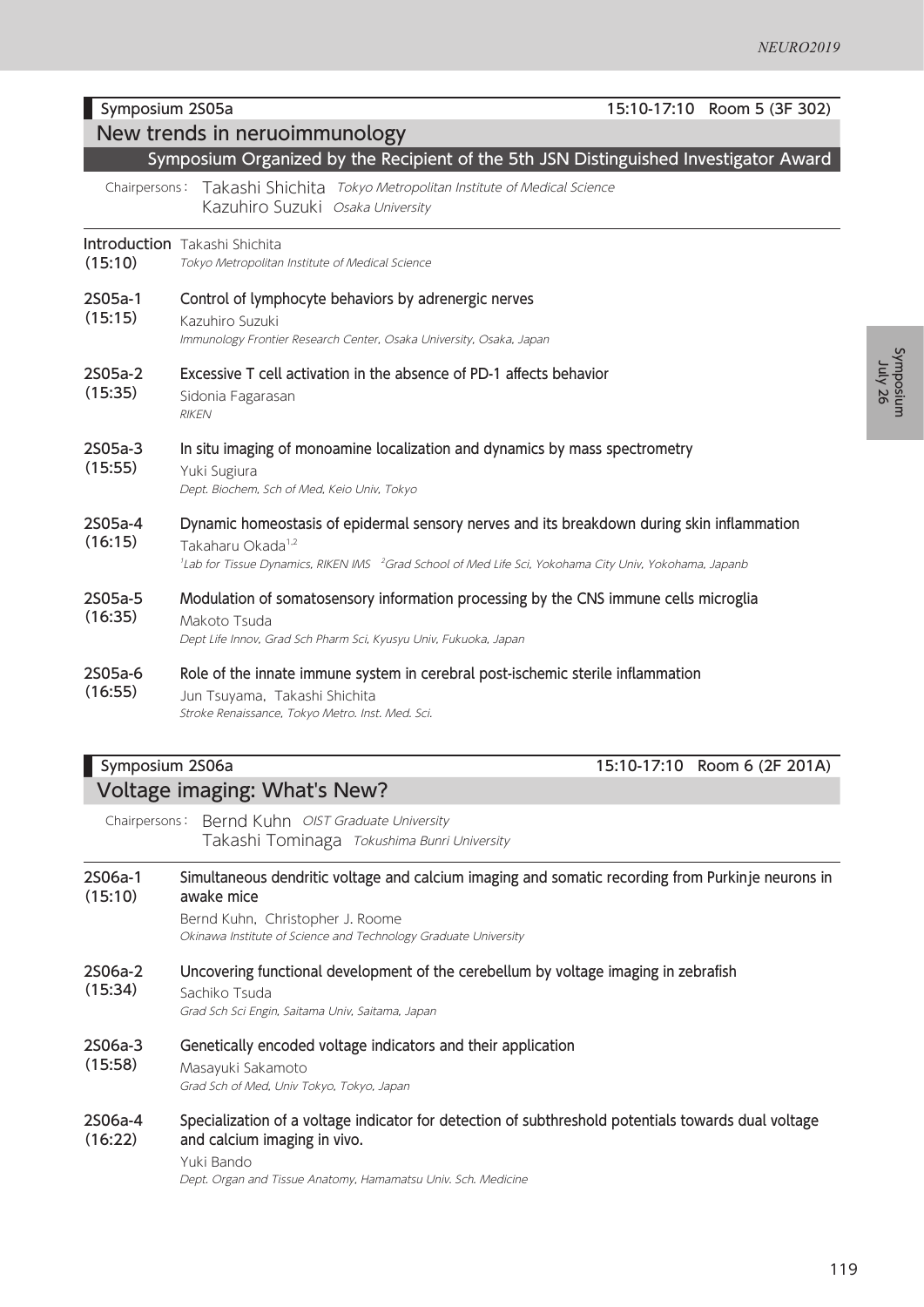## Symposium 2S05a — 15:10-17:10 Room 5 (3F 302)

### New trends in neruoimmunology

**Symposium Organized by the Recipient of the 5th JSN Distinguished Investigator Award**

Chairpersons: Takashi Shichita *Tokyo Metropolitan Institute of Medical Science*
Kazuhiro Suzuki *Osaka University*

**Introduction (15:10)**
Takashi Shichita
*Tokyo Metropolitan Institute of Medical Science*

**2S05a-1 (15:15)**
**Control of lymphocyte behaviors by adrenergic nerves**
Kazuhiro Suzuki
*Immunology Frontier Research Center, Osaka University, Osaka, Japan*

**2S05a-2 (15:35)**
**Excessive T cell activation in the absence of PD-1 affects behavior**
Sidonia Fagarasan
*RIKEN*

**2S05a-3 (15:55)**
**In situ imaging of monoamine localization and dynamics by mass spectrometry**
Yuki Sugiura
*Dept. Biochem, Sch of Med, Keio Univ, Tokyo*

**2S05a-4 (16:15)**
**Dynamic homeostasis of epidermal sensory nerves and its breakdown during skin inflammation**
Takaharu Okada[1,2]
*[1]Lab for Tissue Dynamics, RIKEN IMS [2]Grad School of Med Life Sci, Yokohama City Univ, Yokohama, Japanb*

**2S05a-5 (16:35)**
**Modulation of somatosensory information processing by the CNS immune cells microglia**
Makoto Tsuda
*Dept Life Innov, Grad Sch Pharm Sci, Kyusyu Univ, Fukuoka, Japan*

**2S05a-6 (16:55)**
**Role of the innate immune system in cerebral post-ischemic sterile inflammation**
Jun Tsuyama, Takashi Shichita
*Stroke Renaissance, Tokyo Metro. Inst. Med. Sci.*

## Symposium 2S06a — 15:10-17:10 Room 6 (2F 201A)

### Voltage imaging: What's New?

Chairpersons: Bernd Kuhn *OIST Graduate University*
Takashi Tominaga *Tokushima Bunri University*

**2S06a-1 (15:10)**
**Simultaneous dendritic voltage and calcium imaging and somatic recording from Purkinje neurons in awake mice**
Bernd Kuhn, Christopher J. Roome
*Okinawa Institute of Science and Technology Graduate University*

**2S06a-2 (15:34)**
**Uncovering functional development of the cerebellum by voltage imaging in zebrafish**
Sachiko Tsuda
*Grad Sch Sci Engin, Saitama Univ, Saitama, Japan*

**2S06a-3 (15:58)**
**Genetically encoded voltage indicators and their application**
Masayuki Sakamoto
*Grad Sch of Med, Univ Tokyo, Tokyo, Japan*

**2S06a-4 (16:22)**
**Specialization of a voltage indicator for detection of subthreshold potentials towards dual voltage and calcium imaging in vivo.**
Yuki Bando
*Dept. Organ and Tissue Anatomy, Hamamatsu Univ. Sch. Medicine*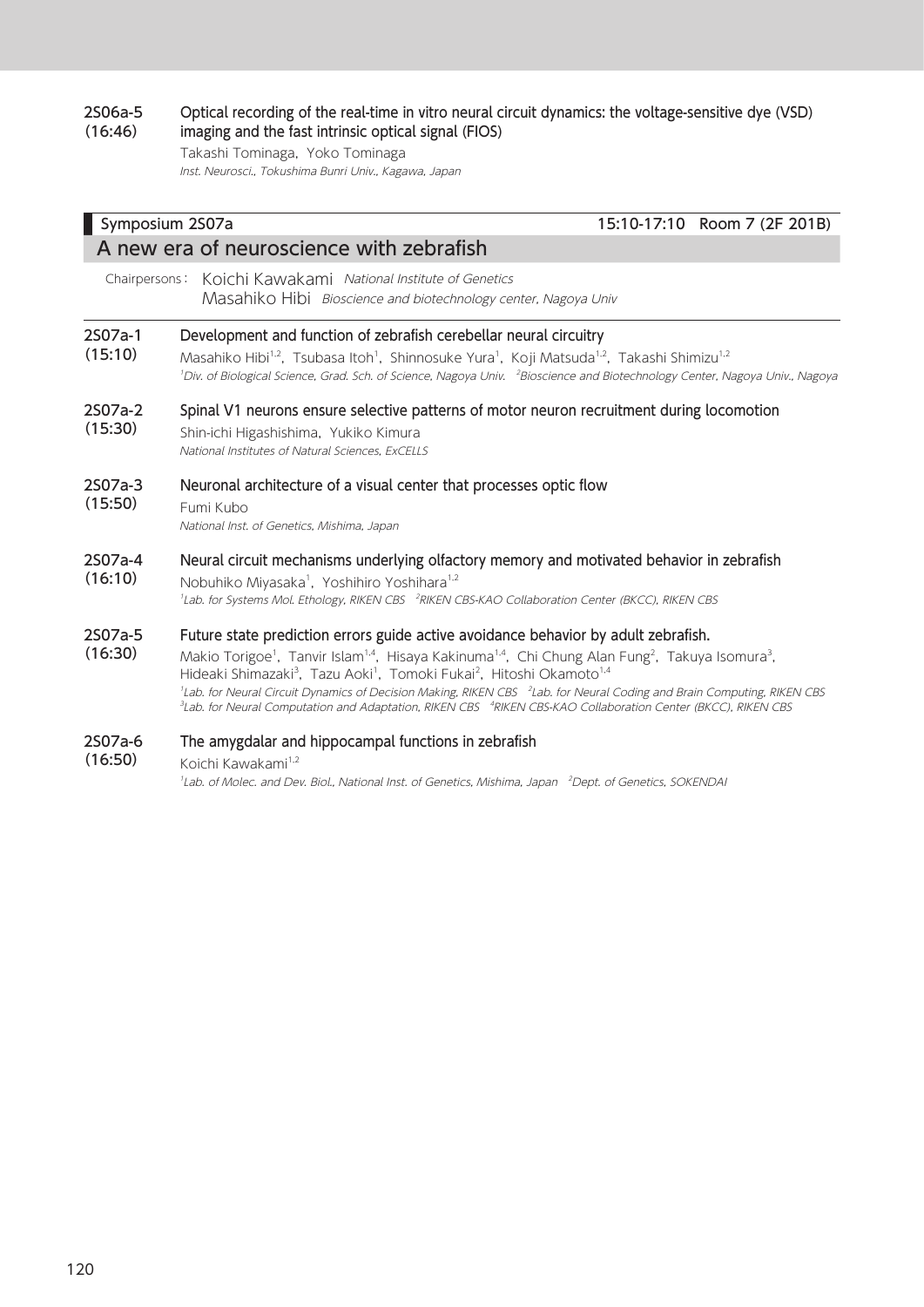**2S06a-5 (16:46)** **Optical recording of the real-time in vitro neural circuit dynamics: the voltage-sensitive dye (VSD) imaging and the fast intrinsic optical signal (FIOS)**

Takashi Tominaga, Yoko Tominaga
*Inst. Neurosci., Tokushima Bunri Univ., Kagawa, Japan*

---

## Symposium 2S07a — 15:10-17:10 Room 7 (2F 201B)

## A new era of neuroscience with zebrafish

Chairpersons: Koichi Kawakami *National Institute of Genetics*
Masahiko Hibi *Bioscience and biotechnology center, Nagoya Univ*

---

**2S07a-1 (15:10)** **Development and function of zebrafish cerebellar neural circuitry**

Masahiko Hibi[1,2], Tsubasa Itoh[1], Shinnosuke Yura[1], Koji Matsuda[1,2], Takashi Shimizu[1,2]
*[1]Div. of Biological Science, Grad. Sch. of Science, Nagoya Univ. [2]Bioscience and Biotechnology Center, Nagoya Univ., Nagoya*

**2S07a-2 (15:30)** **Spinal V1 neurons ensure selective patterns of motor neuron recruitment during locomotion**

Shin-ichi Higashishima, Yukiko Kimura
*National Institutes of Natural Sciences, ExCELLS*

**2S07a-3 (15:50)** **Neuronal architecture of a visual center that processes optic flow**

Fumi Kubo
*National Inst. of Genetics, Mishima, Japan*

**2S07a-4 (16:10)** **Neural circuit mechanisms underlying olfactory memory and motivated behavior in zebrafish**

Nobuhiko Miyasaka[1], Yoshihiro Yoshihara[1,2]
*[1]Lab. for Systems Mol. Ethology, RIKEN CBS [2]RIKEN CBS-KAO Collaboration Center (BKCC), RIKEN CBS*

**2S07a-5 (16:30)** **Future state prediction errors guide active avoidance behavior by adult zebrafish.**

Makio Torigoe[1], Tanvir Islam[1,4], Hisaya Kakinuma[1,4], Chi Chung Alan Fung[2], Takuya Isomura[3], Hideaki Shimazaki[3], Tazu Aoki[1], Tomoki Fukai[2], Hitoshi Okamoto[1,4]
*[1]Lab. for Neural Circuit Dynamics of Decision Making, RIKEN CBS [2]Lab. for Neural Coding and Brain Computing, RIKEN CBS [3]Lab. for Neural Computation and Adaptation, RIKEN CBS [4]RIKEN CBS-KAO Collaboration Center (BKCC), RIKEN CBS*

**2S07a-6 (16:50)** **The amygdalar and hippocampal functions in zebrafish**

Koichi Kawakami[1,2]
*[1]Lab. of Molec. and Dev. Biol., National Inst. of Genetics, Mishima, Japan [2]Dept. of Genetics, SOKENDAI*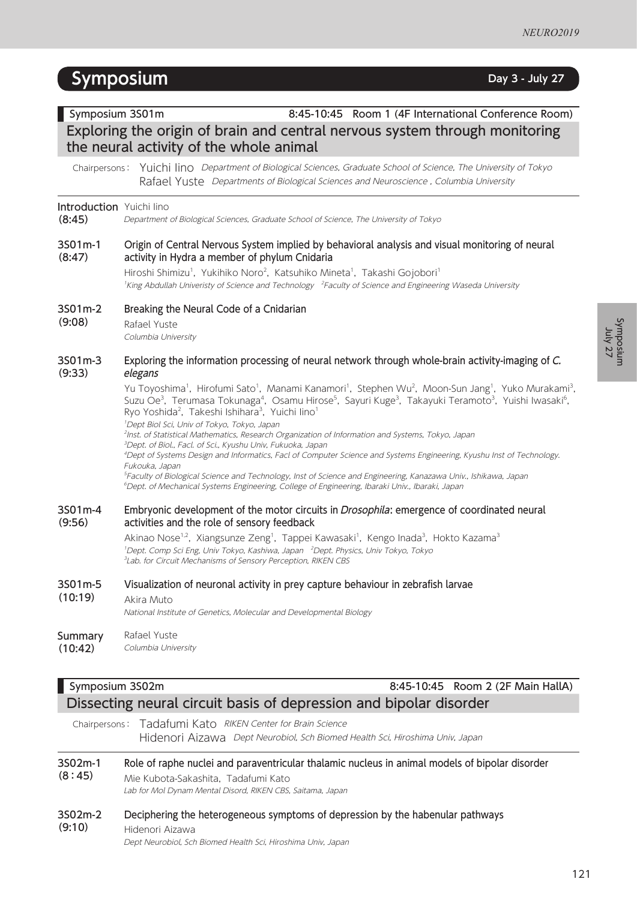# Symposium

**Day 3 - July 27**

## Symposium 3S01m

8:45-10:45 Room 1 (4F International Conference Room)

### Exploring the origin of brain and central nervous system through monitoring the neural activity of the whole animal

Chairpersons: Yuichi Iino *Department of Biological Sciences, Graduate School of Science, The University of Tokyo*
Rafael Yuste *Departments of Biological Sciences and Neuroscience, Columbia University*

**Introduction (8:45)** Yuichi Iino
*Department of Biological Sciences, Graduate School of Science, The University of Tokyo*

**3S01m-1 (8:47)** **Origin of Central Nervous System implied by behavioral analysis and visual monitoring of neural activity in Hydra a member of phylum Cnidaria**

Hiroshi Shimizu[1], Yukihiko Noro[2], Katsuhiko Mineta[1], Takashi Gojobori[1]
*[1]King Abdullah Univeristy of Science and Technology [2]Faculty of Science and Engineering Waseda University*

**3S01m-2 (9:08)** **Breaking the Neural Code of a Cnidarian**

Rafael Yuste
*Columbia University*

**3S01m-3 (9:33)** **Exploring the information processing of neural network through whole-brain activity-imaging of *C. elegans***

Yu Toyoshima[1], Hirofumi Sato[1], Manami Kanamori[1], Stephen Wu[2], Moon-Sun Jang[1], Yuko Murakami[3], Suzu Oe[3], Terumasa Tokunaga[4], Osamu Hirose[5], Sayuri Kuge[3], Takayuki Teramoto[3], Yuishi Iwasaki[6], Ryo Yoshida[2], Takeshi Ishihara[3], Yuichi Iino[1]
*[1]Dept Biol Sci, Univ of Tokyo, Tokyo, Japan*
*[2]Inst. of Statistical Mathematics, Research Organization of Information and Systems, Tokyo, Japan*
*[3]Dept. of Biol., Facl. of Sci., Kyushu Univ, Fukuoka, Japan*
*[4]Dept of Systems Design and Informatics, Facl of Computer Science and Systems Engineering, Kyushu Inst of Technology. Fukuoka, Japan*
*[5]Faculty of Biological Science and Technology, Inst of Science and Engineering, Kanazawa Univ., Ishikawa, Japan*
*[6]Dept. of Mechanical Systems Engineering, College of Engineering, Ibaraki Univ., Ibaraki, Japan*

**3S01m-4 (9:56)** **Embryonic development of the motor circuits in *Drosophila*: emergence of coordinated neural activities and the role of sensory feedback**

Akinao Nose[1,2], Xiangsunze Zeng[1], Tappei Kawasaki[1], Kengo Inada[3], Hokto Kazama[3]
*[1]Dept. Comp Sci Eng, Univ Tokyo, Kashiwa, Japan [2]Dept. Physics, Univ Tokyo, Tokyo*
*[3]Lab. for Circuit Mechanisms of Sensory Perception, RIKEN CBS*

**3S01m-5 (10:19)** **Visualization of neuronal activity in prey capture behaviour in zebrafish larvae**

Akira Muto
*National Institute of Genetics, Molecular and Developmental Biology*

**Summary (10:42)** Rafael Yuste
*Columbia University*

## Symposium 3S02m

8:45-10:45 Room 2 (2F Main HallA)

### Dissecting neural circuit basis of depression and bipolar disorder

Chairpersons: Tadafumi Kato *RIKEN Center for Brain Science*
Hidenori Aizawa *Dept Neurobiol, Sch Biomed Health Sci, Hiroshima Univ, Japan*

**3S02m-1 (8 : 45)** **Role of raphe nuclei and paraventricular thalamic nucleus in animal models of bipolar disorder**

Mie Kubota-Sakashita, Tadafumi Kato
*Lab for Mol Dynam Mental Disord, RIKEN CBS, Saitama, Japan*

**3S02m-2 (9:10)** **Deciphering the heterogeneous symptoms of depression by the habenular pathways**

Hidenori Aizawa
*Dept Neurobiol, Sch Biomed Health Sci, Hiroshima Univ, Japan*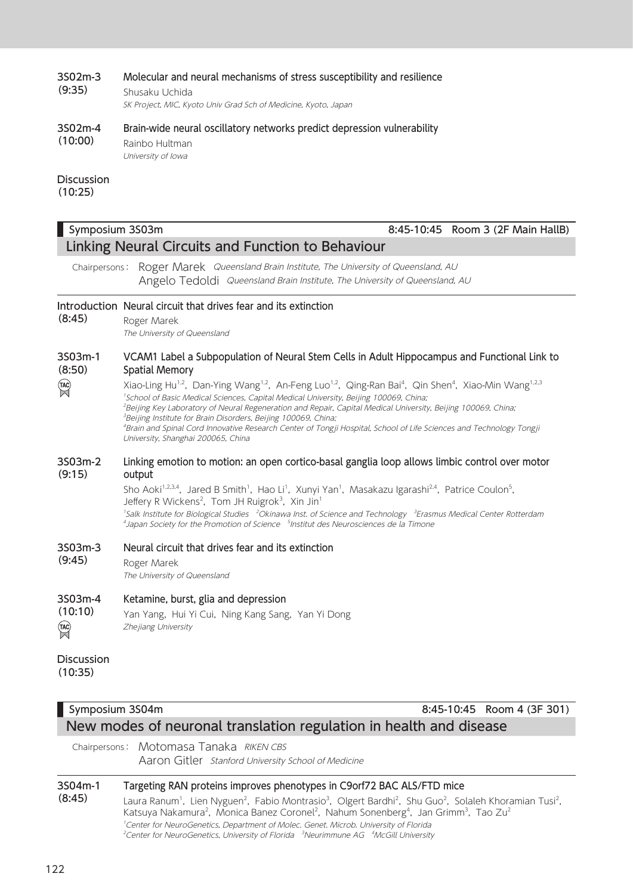**3S02m-3 (9:35)** Molecular and neural mechanisms of stress susceptibility and resilience

Shusaku Uchida

*SK Project, MIC, Kyoto Univ Grad Sch of Medicine, Kyoto, Japan*

**3S02m-4 (10:00)** Brain-wide neural oscillatory networks predict depression vulnerability

Rainbo Hultman

*University of Iowa*

**Discussion (10:25)**

## Symposium 3S03m — 8:45-10:45 Room 3 (2F Main HallB)

### Linking Neural Circuits and Function to Behaviour

Chairpersons: Roger Marek *Queensland Brain Institute, The University of Queensland, AU*
Angelo Tedoldi *Queensland Brain Institute, The University of Queensland, AU*

**Introduction (8:45)** Neural circuit that drives fear and its extinction

Roger Marek

*The University of Queensland*

**3S03m-1 (8:50)** TAC — VCAM1 Label a Subpopulation of Neural Stem Cells in Adult Hippocampus and Functional Link to Spatial Memory

Xiao-Ling Hu[1,2], Dan-Ying Wang[1,2], An-Feng Luo[1,2], Qing-Ran Bai[4], Qin Shen[4], Xiao-Min Wang[1,2,3]

*[1]School of Basic Medical Sciences, Capital Medical University, Beijing 100069, China;*
*[2]Beijing Key Laboratory of Neural Regeneration and Repair, Capital Medical University, Beijing 100069, China;*
*[3]Beijing Institute for Brain Disorders, Beijing 100069, China;*
*[4]Brain and Spinal Cord Innovative Research Center of Tongji Hospital, School of Life Sciences and Technology Tongji University, Shanghai 200065, China*

**3S03m-2 (9:15)** Linking emotion to motion: an open cortico-basal ganglia loop allows limbic control over motor output

Sho Aoki[1,2,3,4], Jared B Smith[1], Hao Li[1], Xunyi Yan[1], Masakazu Igarashi[2,4], Patrice Coulon[5], Jeffery R Wickens[2], Tom JH Ruigrok[3], Xin Jin[1]

*[1]Salk Institute for Biological Studies [2]Okinawa Inst. of Science and Technology [3]Erasmus Medical Center Rotterdam [4]Japan Society for the Promotion of Science [5]Institut des Neurosciences de la Timone*

**3S03m-3 (9:45)** Neural circuit that drives fear and its extinction

Roger Marek

*The University of Queensland*

**3S03m-4 (10:10)** TAC — Ketamine, burst, glia and depression

Yan Yang, Hui Yi Cui, Ning Kang Sang, Yan Yi Dong

*Zhejiang University*

**Discussion (10:35)**

## Symposium 3S04m — 8:45-10:45 Room 4 (3F 301)

### New modes of neuronal translation regulation in health and disease

Chairpersons: Motomasa Tanaka *RIKEN CBS*
Aaron Gitler *Stanford University School of Medicine*

**3S04m-1 (8:45)** Targeting RAN proteins improves phenotypes in C9orf72 BAC ALS/FTD mice

Laura Ranum[1], Lien Nyguen[2], Fabio Montrasio[3], Olgert Bardhi[2], Shu Guo[2], Solaleh Khoramian Tusi[2], Katsuya Nakamura[2], Monica Banez Coronel[2], Nahum Sonenberg[4], Jan Grimm[3], Tao Zu[2]

*[1]Center for NeuroGenetics, Department of Molec. Genet. Microb. University of Florida*
*[2]Center for NeuroGenetics, University of Florida [3]Neurimmune AG [4]McGill University*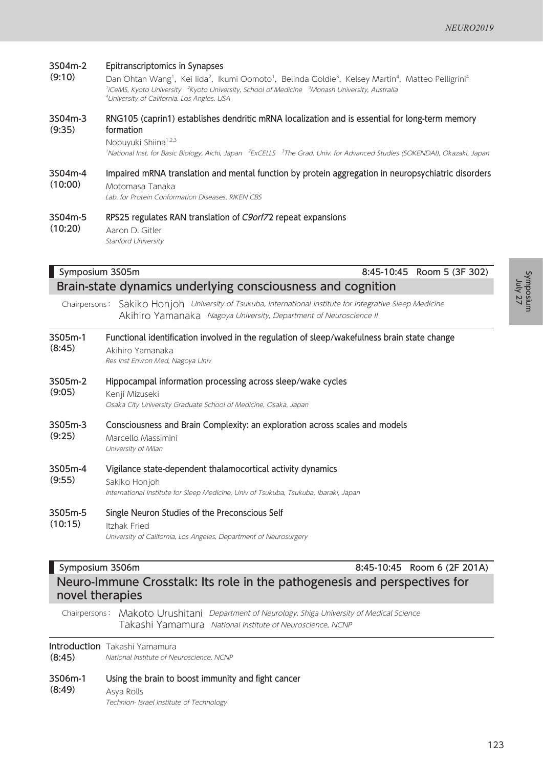**3S04m-2 (9:10)** **Epitranscriptomics in Synapses**

Dan Ohtan Wang[1], Kei Iida[2], Ikumi Oomoto[1], Belinda Goldie[3], Kelsey Martin[4], Matteo Pelligrini[4]

*[1]iCeMS, Kyoto University [2]Kyoto University, School of Medicine [3]Monash University, Australia [4]University of California, Los Angeles, USA*

**3S04m-3 (9:35)** **RNG105 (caprin1) establishes dendritic mRNA localization and is essential for long-term memory formation**

Nobuyuki Shiina[1,2,3]

*[1]National Inst. for Basic Biology, Aichi, Japan [2]ExCELLS [3]The Grad. Univ. for Advanced Studies (SOKENDAI), Okazaki, Japan*

**3S04m-4 (10:00)** **Impaired mRNA translation and mental function by protein aggregation in neuropsychiatric disorders**

Motomasa Tanaka

*Lab. for Protein Conformation Diseases, RIKEN CBS*

**3S04m-5 (10:20)** **RPS25 regulates RAN translation of *C9orf72* repeat expansions**

Aaron D. Gitler

*Stanford University*

## Symposium 3S05m — 8:45-10:45 Room 5 (3F 302)

### Brain-state dynamics underlying consciousness and cognition

Chairpersons: Sakiko Honjoh *University of Tsukuba, International Institute for Integrative Sleep Medicine*
Akihiro Yamanaka *Nagoya University, Department of Neuroscience II*

**3S05m-1 (8:45)** **Functional identification involved in the regulation of sleep/wakefulness brain state change**

Akihiro Yamanaka

*Res Inst Envron Med, Nagoya Univ*

**3S05m-2 (9:05)** **Hippocampal information processing across sleep/wake cycles**

Kenji Mizuseki

*Osaka City University Graduate School of Medicine, Osaka, Japan*

**3S05m-3 (9:25)** **Consciousness and Brain Complexity: an exploration across scales and models**

Marcello Massimini

*University of Milan*

**3S05m-4 (9:55)** **Vigilance state-dependent thalamocortical activity dynamics**

Sakiko Honjoh

*International Institute for Sleep Medicine, Univ of Tsukuba, Tsukuba, Ibaraki, Japan*

**3S05m-5 (10:15)** **Single Neuron Studies of the Preconscious Self**

Itzhak Fried

*University of California, Los Angeles, Department of Neurosurgery*

## Symposium 3S06m — 8:45-10:45 Room 6 (2F 201A)

### Neuro-Immune Crosstalk: Its role in the pathogenesis and perspectives for novel therapies

Chairpersons: Makoto Urushitani *Department of Neurology, Shiga University of Medical Science*
Takashi Yamamura *National Institute of Neuroscience, NCNP*

**Introduction (8:45)** Takashi Yamamura

*National Institute of Neuroscience, NCNP*

**3S06m-1 (8:49)** **Using the brain to boost immunity and fight cancer**

Asya Rolls

*Technion- Israel Institute of Technology*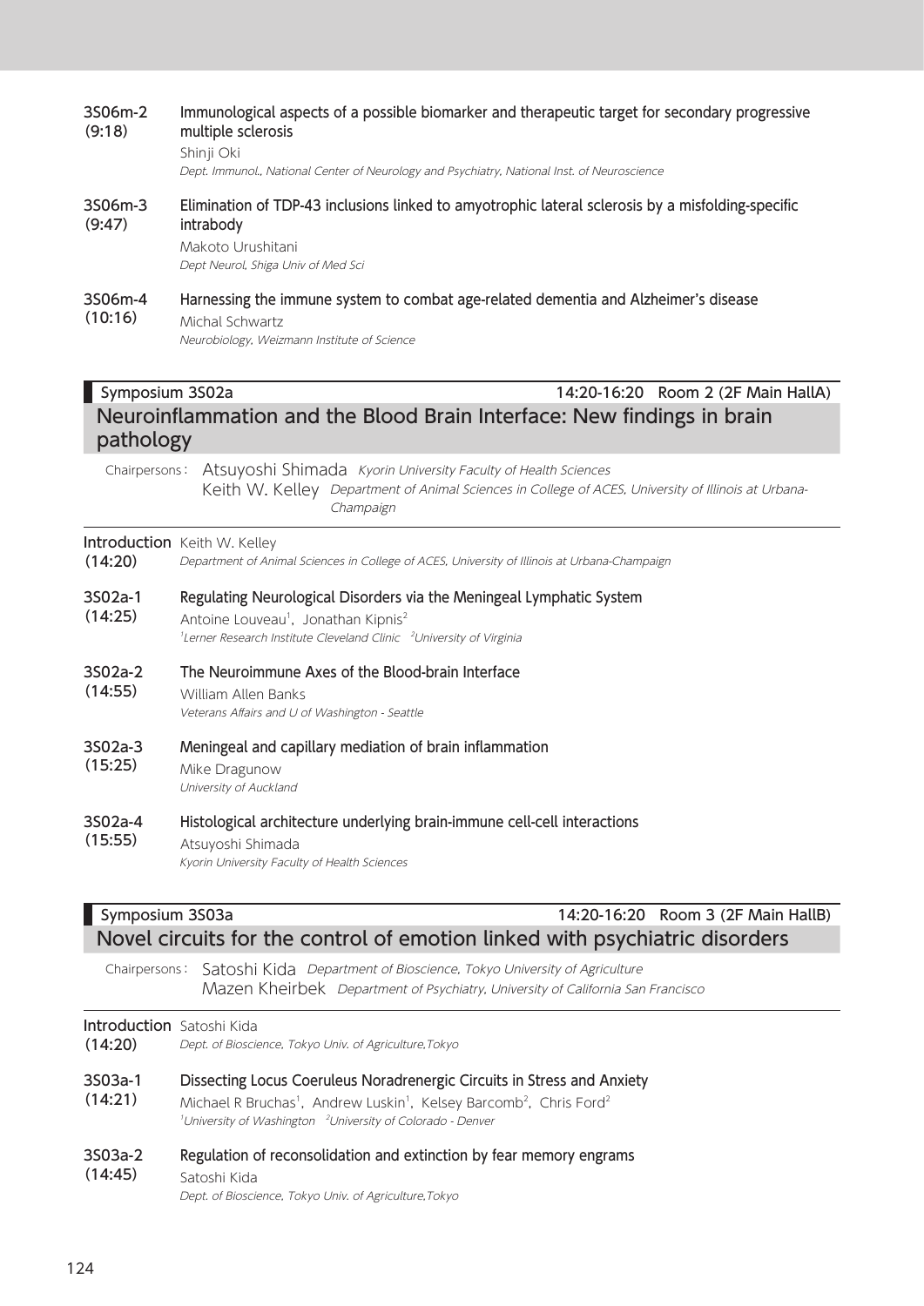**3S06m-2 (9:18)** **Immunological aspects of a possible biomarker and therapeutic target for secondary progressive multiple sclerosis**
Shinji Oki
*Dept. Immunol., National Center of Neurology and Psychiatry, National Inst. of Neuroscience*

**3S06m-3 (9:47)** **Elimination of TDP-43 inclusions linked to amyotrophic lateral sclerosis by a misfolding-specific intrabody**
Makoto Urushitani
*Dept Neurol, Shiga Univ of Med Sci*

**3S06m-4 (10:16)** **Harnessing the immune system to combat age-related dementia and Alzheimer's disease**
Michal Schwartz
*Neurobiology, Weizmann Institute of Science*

## Symposium 3S02a — 14:20-16:20 Room 2 (2F Main HallA)

### Neuroinflammation and the Blood Brain Interface: New findings in brain pathology

Chairpersons: Atsuyoshi Shimada *Kyorin University Faculty of Health Sciences*
Keith W. Kelley *Department of Animal Sciences in College of ACES, University of Illinois at Urbana-Champaign*

**Introduction (14:20)** Keith W. Kelley
*Department of Animal Sciences in College of ACES, University of Illinois at Urbana-Champaign*

**3S02a-1 (14:25)** **Regulating Neurological Disorders via the Meningeal Lymphatic System**
Antoine Louveau[1], Jonathan Kipnis[2]
*[1]Lerner Research Institute Cleveland Clinic [2]University of Virginia*

**3S02a-2 (14:55)** **The Neuroimmune Axes of the Blood-brain Interface**
William Allen Banks
*Veterans Affairs and U of Washington - Seattle*

**3S02a-3 (15:25)** **Meningeal and capillary mediation of brain inflammation**
Mike Dragunow
*University of Auckland*

**3S02a-4 (15:55)** **Histological architecture underlying brain-immune cell-cell interactions**
Atsuyoshi Shimada
*Kyorin University Faculty of Health Sciences*

## Symposium 3S03a — 14:20-16:20 Room 3 (2F Main HallB)

### Novel circuits for the control of emotion linked with psychiatric disorders

Chairpersons: Satoshi Kida *Department of Bioscience, Tokyo University of Agriculture*
Mazen Kheirbek *Department of Psychiatry, University of California San Francisco*

**Introduction (14:20)** Satoshi Kida
*Dept. of Bioscience, Tokyo Univ. of Agriculture,Tokyo*

**3S03a-1 (14:21)** **Dissecting Locus Coeruleus Noradrenergic Circuits in Stress and Anxiety**
Michael R Bruchas[1], Andrew Luskin[1], Kelsey Barcomb[2], Chris Ford[2]
*[1]University of Washington [2]University of Colorado - Denver*

**3S03a-2 (14:45)** **Regulation of reconsolidation and extinction by fear memory engrams**
Satoshi Kida
*Dept. of Bioscience, Tokyo Univ. of Agriculture,Tokyo*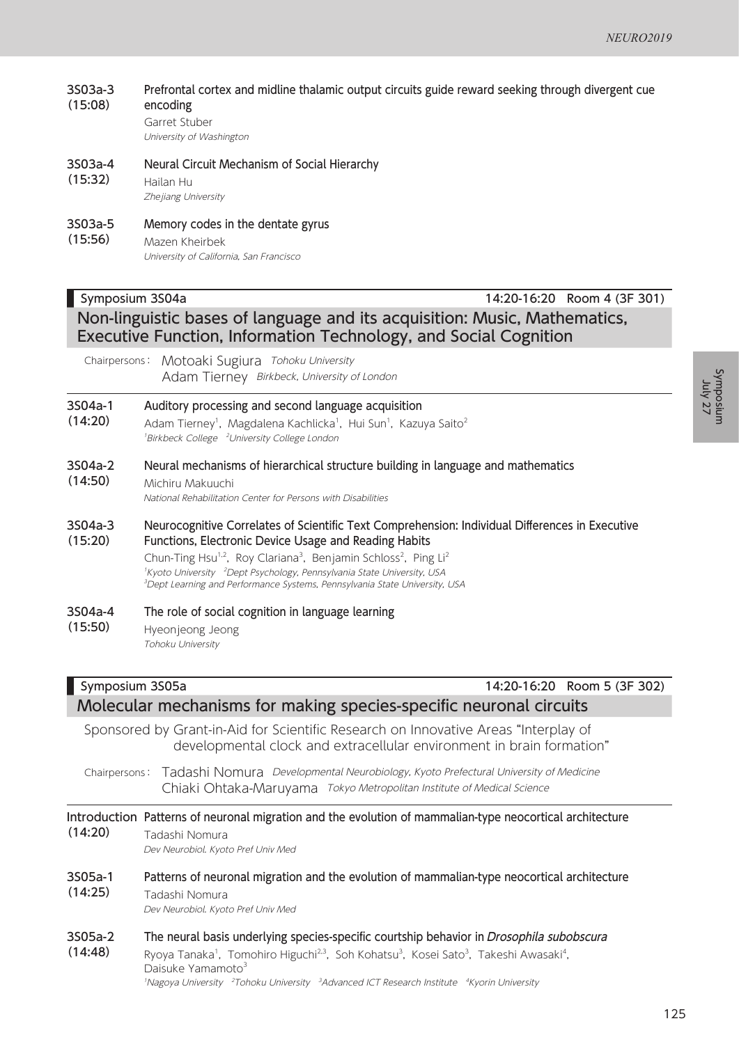**3S03a-3 (15:08)** Prefrontal cortex and midline thalamic output circuits guide reward seeking through divergent cue encoding

Garret Stuber

*University of Washington*

**3S03a-4 (15:32)** Neural Circuit Mechanism of Social Hierarchy

Hailan Hu

*Zhejiang University*

**3S03a-5 (15:56)** Memory codes in the dentate gyrus

Mazen Kheirbek

*University of California, San Francisco*

## Symposium 3S04a — 14:20-16:20 Room 4 (3F 301)

### Non-linguistic bases of language and its acquisition: Music, Mathematics, Executive Function, Information Technology, and Social Cognition

Chairpersons: Motoaki Sugiura *Tohoku University*
Adam Tierney *Birkbeck, University of London*

**3S04a-1 (14:20)** Auditory processing and second language acquisition

Adam Tierney[1], Magdalena Kachlicka[1], Hui Sun[1], Kazuya Saito[2]

*[1]Birkbeck College [2]University College London*

**3S04a-2 (14:50)** Neural mechanisms of hierarchical structure building in language and mathematics

Michiru Makuuchi

*National Rehabilitation Center for Persons with Disabilities*

**3S04a-3 (15:20)** Neurocognitive Correlates of Scientific Text Comprehension: Individual Differences in Executive Functions, Electronic Device Usage and Reading Habits

Chun-Ting Hsu[1,2], Roy Clariana[3], Benjamin Schloss[2], Ping Li[2]

*[1]Kyoto University [2]Dept Psychology, Pennsylvania State University, USA*
*[3]Dept Learning and Performance Systems, Pennsylvania State University, USA*

**3S04a-4 (15:50)** The role of social cognition in language learning

Hyeonjeong Jeong

*Tohoku University*

## Symposium 3S05a — 14:20-16:20 Room 5 (3F 302)

### Molecular mechanisms for making species-specific neuronal circuits

Sponsored by Grant-in-Aid for Scientific Research on Innovative Areas "Interplay of developmental clock and extracellular environment in brain formation"

Chairpersons: Tadashi Nomura *Developmental Neurobiology, Kyoto Prefectural University of Medicine*
Chiaki Ohtaka-Maruyama *Tokyo Metropolitan Institute of Medical Science*

**Introduction (14:20)** Patterns of neuronal migration and the evolution of mammalian-type neocortical architecture

Tadashi Nomura

*Dev Neurobiol. Kyoto Pref Univ Med*

**3S05a-1 (14:25)** Patterns of neuronal migration and the evolution of mammalian-type neocortical architecture

Tadashi Nomura

*Dev Neurobiol. Kyoto Pref Univ Med*

**3S05a-2 (14:48)** The neural basis underlying species-specific courtship behavior in *Drosophila subobscura*

Ryoya Tanaka[1], Tomohiro Higuchi[2,3], Soh Kohatsu[3], Kosei Sato[3], Takeshi Awasaki[4], Daisuke Yamamoto[3]

*[1]Nagoya University [2]Tohoku University [3]Advanced ICT Research Institute [4]Kyorin University*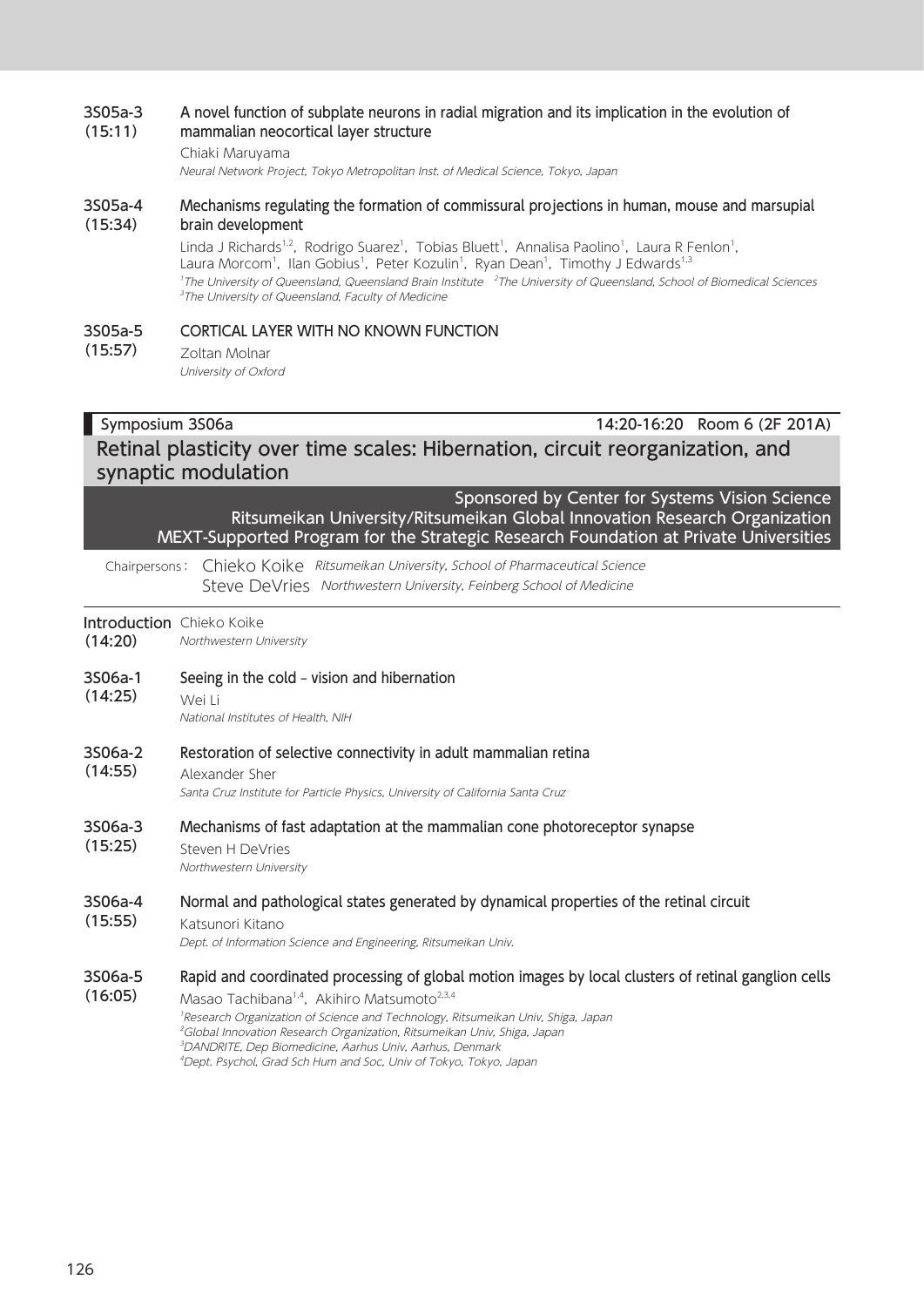**3S05a-3 (15:11)** **A novel function of subplate neurons in radial migration and its implication in the evolution of mammalian neocortical layer structure**

Chiaki Maruyama

*Neural Network Project, Tokyo Metropolitan Inst. of Medical Science, Tokyo, Japan*

**3S05a-4 (15:34)** **Mechanisms regulating the formation of commissural projections in human, mouse and marsupial brain development**

Linda J Richards[1,2], Rodrigo Suarez[1], Tobias Bluett[1], Annalisa Paolino[1], Laura R Fenlon[1], Laura Morcom[1], Ilan Gobius[1], Peter Kozulin[1], Ryan Dean[1], Timothy J Edwards[1,3]

*[1]The University of Queensland, Queensland Brain Institute [2]The University of Queensland, School of Biomedical Sciences [3]The University of Queensland, Faculty of Medicine*

**3S05a-5 (15:57)** **CORTICAL LAYER WITH NO KNOWN FUNCTION**

Zoltan Molnar

*University of Oxford*

## Symposium 3S06a — 14:20-16:20 Room 6 (2F 201A)

## Retinal plasticity over time scales: Hibernation, circuit reorganization, and synaptic modulation

Sponsored by Center for Systems Vision Science
Ritsumeikan University/Ritsumeikan Global Innovation Research Organization
MEXT-Supported Program for the Strategic Research Foundation at Private Universities

Chairpersons: Chieko Koike *Ritsumeikan University, School of Pharmaceutical Science*
Steve DeVries *Northwestern University, Feinberg School of Medicine*

**Introduction (14:20)** Chieko Koike

*Northwestern University*

**3S06a-1 (14:25)** **Seeing in the cold - vision and hibernation**

Wei Li

*National Institutes of Health, NIH*

**3S06a-2 (14:55)** **Restoration of selective connectivity in adult mammalian retina**

Alexander Sher

*Santa Cruz Institute for Particle Physics, University of California Santa Cruz*

**3S06a-3 (15:25)** **Mechanisms of fast adaptation at the mammalian cone photoreceptor synapse**

Steven H DeVries

*Northwestern University*

**3S06a-4 (15:55)** **Normal and pathological states generated by dynamical properties of the retinal circuit**

Katsunori Kitano

*Dept. of Information Science and Engineering, Ritsumeikan Univ.*

**3S06a-5 (16:05)** **Rapid and coordinated processing of global motion images by local clusters of retinal ganglion cells**

Masao Tachibana[1,4], Akihiro Matsumoto[2,3,4]

*[1]Research Organization of Science and Technology, Ritsumeikan Univ, Shiga, Japan*
*[2]Global Innovation Research Organization, Ritsumeikan Univ, Shiga, Japan*
*[3]DANDRITE, Dep Biomedicine, Aarhus Univ, Aarhus, Denmark*
*[4]Dept. Psychol, Grad Sch Hum and Soc, Univ of Tokyo, Tokyo, Japan*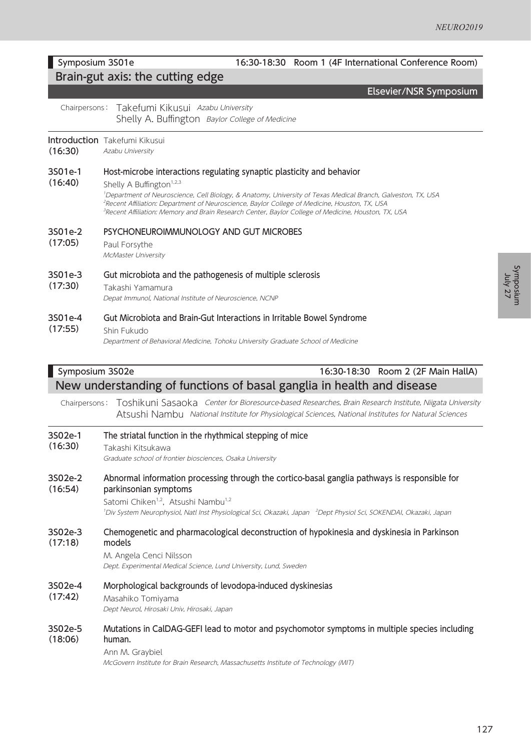**Symposium 3S01e** 16:30-18:30 Room 1 (4F International Conference Room)

## Brain-gut axis: the cutting edge

**Elsevier/NSR Symposium**

Chairpersons: Takefumi Kikusui *Azabu University*
Shelly A. Buffington *Baylor College of Medicine*

**Introduction (16:30)** Takefumi Kikusui
*Azabu University*

**3S01e-1 (16:40)** **Host-microbe interactions regulating synaptic plasticity and behavior**
Shelly A Buffington[1,2,3]
*[1]Department of Neuroscience, Cell Biology, & Anatomy, University of Texas Medical Branch, Galveston, TX, USA*
*[2]Recent Affiliation: Department of Neuroscience, Baylor College of Medicine, Houston, TX, USA*
*[3]Recent Affiliation: Memory and Brain Research Center, Baylor College of Medicine, Houston, TX, USA*

**3S01e-2 (17:05)** **PSYCHONEUROIMMUNOLOGY AND GUT MICROBES**
Paul Forsythe
*McMaster University*

**3S01e-3 (17:30)** **Gut microbiota and the pathogenesis of multiple sclerosis**
Takashi Yamamura
*Depat Immunol, National Institute of Neuroscience, NCNP*

**3S01e-4 (17:55)** **Gut Microbiota and Brain-Gut Interactions in Irritable Bowel Syndrome**
Shin Fukudo
*Department of Behavioral Medicine, Tohoku University Graduate School of Medicine*

**Symposium 3S02e** 16:30-18:30 Room 2 (2F Main HallA)

## New understanding of functions of basal ganglia in health and disease

Chairpersons: Toshikuni Sasaoka *Center for Bioresource-based Researches, Brain Research Institute, Niigata University*
Atsushi Nambu *National Institute for Physiological Sciences, National Institutes for Natural Sciences*

**3S02e-1 (16:30)** **The striatal function in the rhythmical stepping of mice**
Takashi Kitsukawa
*Graduate school of frontier biosciences, Osaka University*

**3S02e-2 (16:54)** **Abnormal information processing through the cortico-basal ganglia pathways is responsible for parkinsonian symptoms**
Satomi Chiken[1,2], Atsushi Nambu[1,2]
*[1]Div System Neurophysiol, Natl Inst Physiological Sci, Okazaki, Japan [2]Dept Physiol Sci, SOKENDAI, Okazaki, Japan*

**3S02e-3 (17:18)** **Chemogenetic and pharmacological deconstruction of hypokinesia and dyskinesia in Parkinson models**
M. Angela Cenci Nilsson
*Dept. Experimental Medical Science, Lund University, Lund, Sweden*

**3S02e-4 (17:42)** **Morphological backgrounds of levodopa-induced dyskinesias**
Masahiko Tomiyama
*Dept Neurol, Hirosaki Univ, Hirosaki, Japan*

**3S02e-5 (18:06)** **Mutations in CalDAG-GEFI lead to motor and psychomotor symptoms in multiple species including human.**
Ann M. Graybiel
*McGovern Institute for Brain Research, Massachusetts Institute of Technology (MIT)*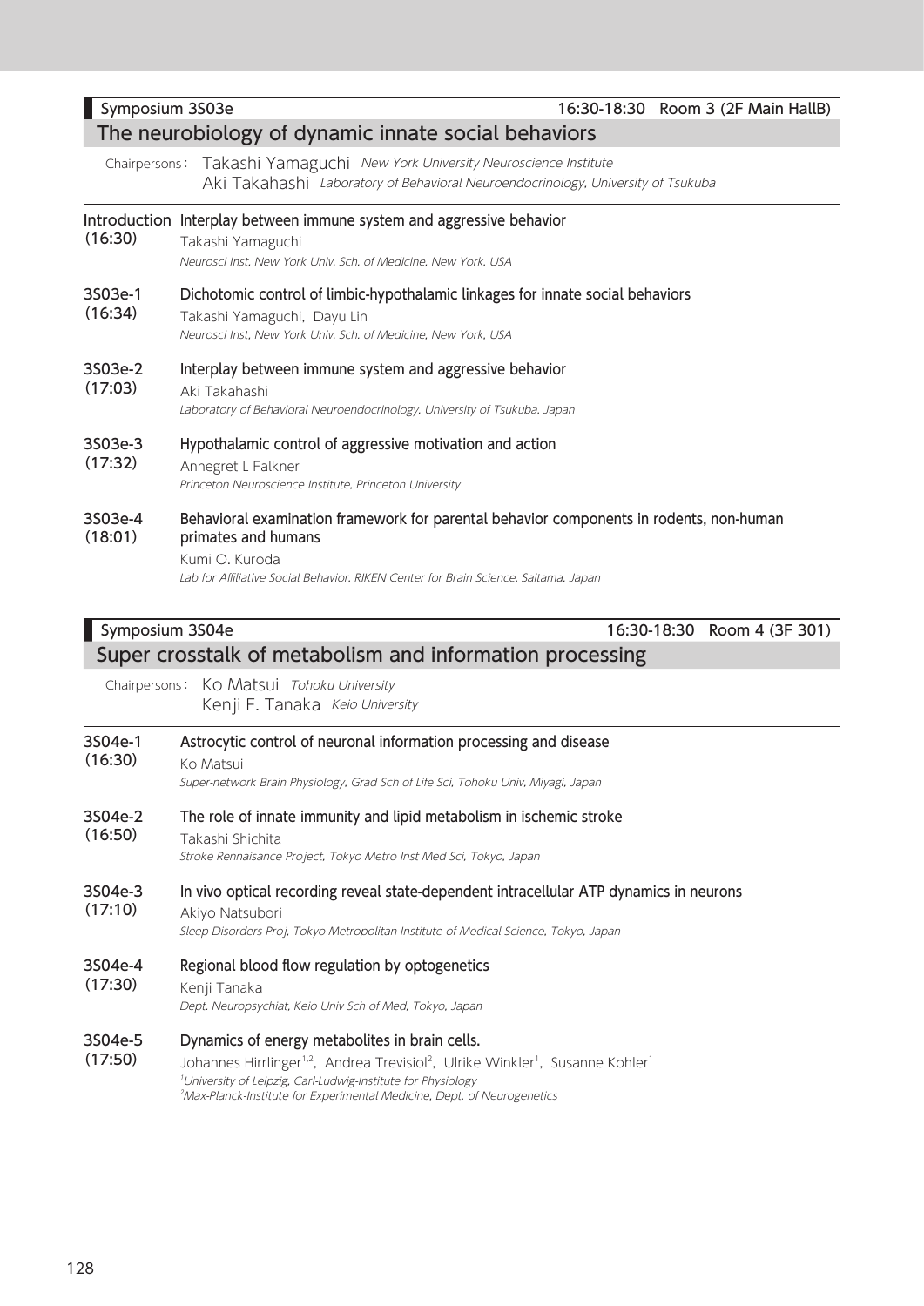**Symposium 3S03e** 16:30-18:30 Room 3 (2F Main HallB)

## The neurobiology of dynamic innate social behaviors

Chairpersons: Takashi Yamaguchi *New York University Neuroscience Institute*
Aki Takahashi *Laboratory of Behavioral Neuroendocrinology, University of Tsukuba*

**Introduction (16:30)** **Interplay between immune system and aggressive behavior**
Takashi Yamaguchi
*Neurosci Inst, New York Univ. Sch. of Medicine, New York, USA*

**3S03e-1 (16:34)** **Dichotomic control of limbic-hypothalamic linkages for innate social behaviors**
Takashi Yamaguchi, Dayu Lin
*Neurosci Inst, New York Univ. Sch. of Medicine, New York, USA*

**3S03e-2 (17:03)** **Interplay between immune system and aggressive behavior**
Aki Takahashi
*Laboratory of Behavioral Neuroendocrinology, University of Tsukuba, Japan*

**3S03e-3 (17:32)** **Hypothalamic control of aggressive motivation and action**
Annegret L Falkner
*Princeton Neuroscience Institute, Princeton University*

**3S03e-4 (18:01)** **Behavioral examination framework for parental behavior components in rodents, non-human primates and humans**
Kumi O. Kuroda
*Lab for Affiliative Social Behavior, RIKEN Center for Brain Science, Saitama, Japan*

**Symposium 3S04e** 16:30-18:30 Room 4 (3F 301)

## Super crosstalk of metabolism and information processing

Chairpersons: Ko Matsui *Tohoku University*
Kenji F. Tanaka *Keio University*

**3S04e-1 (16:30)** **Astrocytic control of neuronal information processing and disease**
Ko Matsui
*Super-network Brain Physiology, Grad Sch of Life Sci, Tohoku Univ, Miyagi, Japan*

**3S04e-2 (16:50)** **The role of innate immunity and lipid metabolism in ischemic stroke**
Takashi Shichita
*Stroke Rennaisance Project, Tokyo Metro Inst Med Sci, Tokyo, Japan*

**3S04e-3 (17:10)** **In vivo optical recording reveal state-dependent intracellular ATP dynamics in neurons**
Akiyo Natsubori
*Sleep Disorders Proj, Tokyo Metropolitan Institute of Medical Science, Tokyo, Japan*

**3S04e-4 (17:30)** **Regional blood flow regulation by optogenetics**
Kenji Tanaka
*Dept. Neuropsychiat, Keio Univ Sch of Med, Tokyo, Japan*

**3S04e-5 (17:50)** **Dynamics of energy metabolites in brain cells.**
Johannes Hirrlinger[1,2], Andrea Trevisiol[2], Ulrike Winkler[1], Susanne Kohler[1]
*[1]University of Leipzig, Carl-Ludwig-Institute for Physiology*
*[2]Max-Planck-Institute for Experimental Medicine, Dept. of Neurogenetics*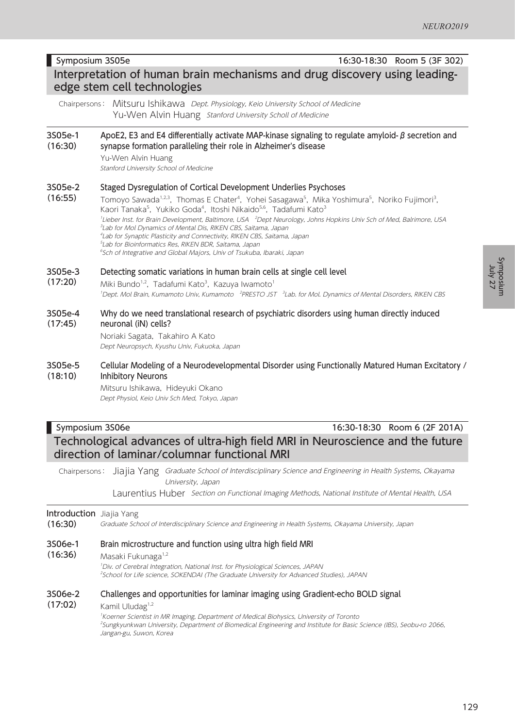## Symposium 3S05e

16:30-18:30 Room 5 (3F 302)

### Interpretation of human brain mechanisms and drug discovery using leading-edge stem cell technologies

Chairpersons: Mitsuru Ishikawa *Dept. Physiology, Keio University School of Medicine*
Yu-Wen Alvin Huang *Stanford University Scholl of Medicine*

**3S05e-1 (16:30)**
**ApoE2, E3 and E4 differentially activate MAP-kinase signaling to regulate amyloid-β secretion and synapse formation paralleling their role in Alzheimer's disease**
Yu-Wen Alvin Huang
*Stanford University School of Medicine*

**3S05e-2 (16:55)**
**Staged Dysregulation of Cortical Development Underlies Psychoses**
Tomoyo Sawada[1,2,3], Thomas E Chater[4], Yohei Sasagawa[5], Mika Yoshimura[5], Noriko Fujimori[3], Kaori Tanaka[5], Yukiko Goda[4], Itoshi Nikaido[5,6], Tadafumi Kato[3]
*[1]Lieber Inst. for Brain Development, Baltimore, USA [2]Dept Neurology, Johns Hopkins Univ Sch of Med, Balrimore, USA*
*[3]Lab for Mol Dynamics of Mental Dis, RIKEN CBS, Saitama, Japan*
*[4]Lab for Synaptic Plasticity and Connectivity, RIKEN CBS, Saitama, Japan*
*[5]Lab for Bioinformatics Res, RIKEN BDR, Saitama, Japan*
*[6]Sch of Integrative and Global Majors, Univ of Tsukuba, Ibaraki, Japan*

**3S05e-3 (17:20)**
**Detecting somatic variations in human brain cells at single cell level**
Miki Bundo[1,2], Tadafumi Kato[3], Kazuya Iwamoto[1]
*[1]Dept. Mol Brain, Kumamoto Univ, Kumamoto [2]PRESTO JST [3]Lab. for Mol. Dynamics of Mental Disorders, RIKEN CBS*

**3S05e-4 (17:45)**
**Why do we need translational research of psychiatric disorders using human directly induced neuronal (iN) cells?**
Noriaki Sagata, Takahiro A Kato
*Dept Neuropsych, Kyushu Univ, Fukuoka, Japan*

**3S05e-5 (18:10)**
**Cellular Modeling of a Neurodevelopmental Disorder using Functionally Matured Human Excitatory / Inhibitory Neurons**
Mitsuru Ishikawa, Hideyuki Okano
*Dept Physiol, Keio Univ Sch Med, Tokyo, Japan*

## Symposium 3S06e

16:30-18:30 Room 6 (2F 201A)

### Technological advances of ultra-high field MRI in Neuroscience and the future direction of laminar/columnar functional MRI

Chairpersons: Jiajia Yang *Graduate School of Interdisciplinary Science and Engineering in Health Systems, Okayama University, Japan*
Laurentius Huber *Section on Functional Imaging Methods, National Institute of Mental Health, USA*

**Introduction (16:30)**
Jiajia Yang
*Graduate School of Interdisciplinary Science and Engineering in Health Systems, Okayama University, Japan*

**3S06e-1 (16:36)**
**Brain microstructure and function using ultra high field MRI**
Masaki Fukunaga[1,2]
*[1]Div. of Cerebral Integration, National Inst. for Physiological Sciences, JAPAN*
*[2]School for Life science, SOKENDAI (The Graduate University for Advanced Studies), JAPAN*

**3S06e-2 (17:02)**
**Challenges and opportunities for laminar imaging using Gradient-echo BOLD signal**
Kamil Uludag[1,2]
*[1]Koerner Scientist in MR Imaging, Department of Medical Biohysics, University of Toronto*
*[2]Sungkyunkwan University, Department of Biomedical Engineering and Institute for Basic Science (IBS), Seobu-ro 2066, Jangan-gu, Suwon, Korea*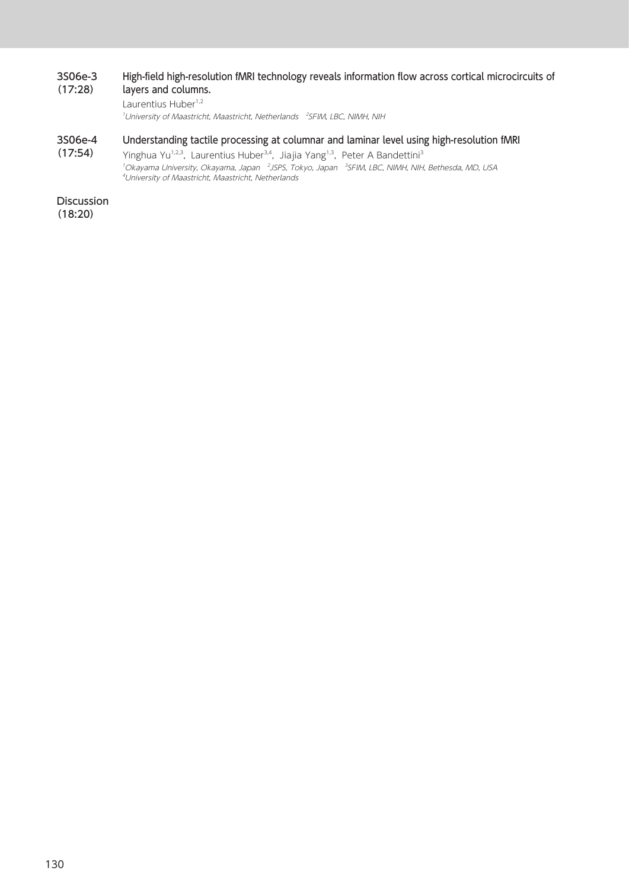**3S06e-3 (17:28)**

**High-field high-resolution fMRI technology reveals information flow across cortical microcircuits of layers and columns.**

Laurentius Huber[1,2]

*[1]University of Maastricht, Maastricht, Netherlands [2]SFIM, LBC, NIMH, NIH*

**3S06e-4 (17:54)**

**Understanding tactile processing at columnar and laminar level using high-resolution fMRI**

Yinghua Yu[1,2,3], Laurentius Huber[3,4], Jiajia Yang[1,3], Peter A Bandettini[3]

*[1]Okayama University, Okayama, Japan [2]JSPS, Tokyo, Japan [3]SFIM, LBC, NIMH, NIH, Bethesda, MD, USA [4]University of Maastricht, Maastricht, Netherlands*

**Discussion (18:20)**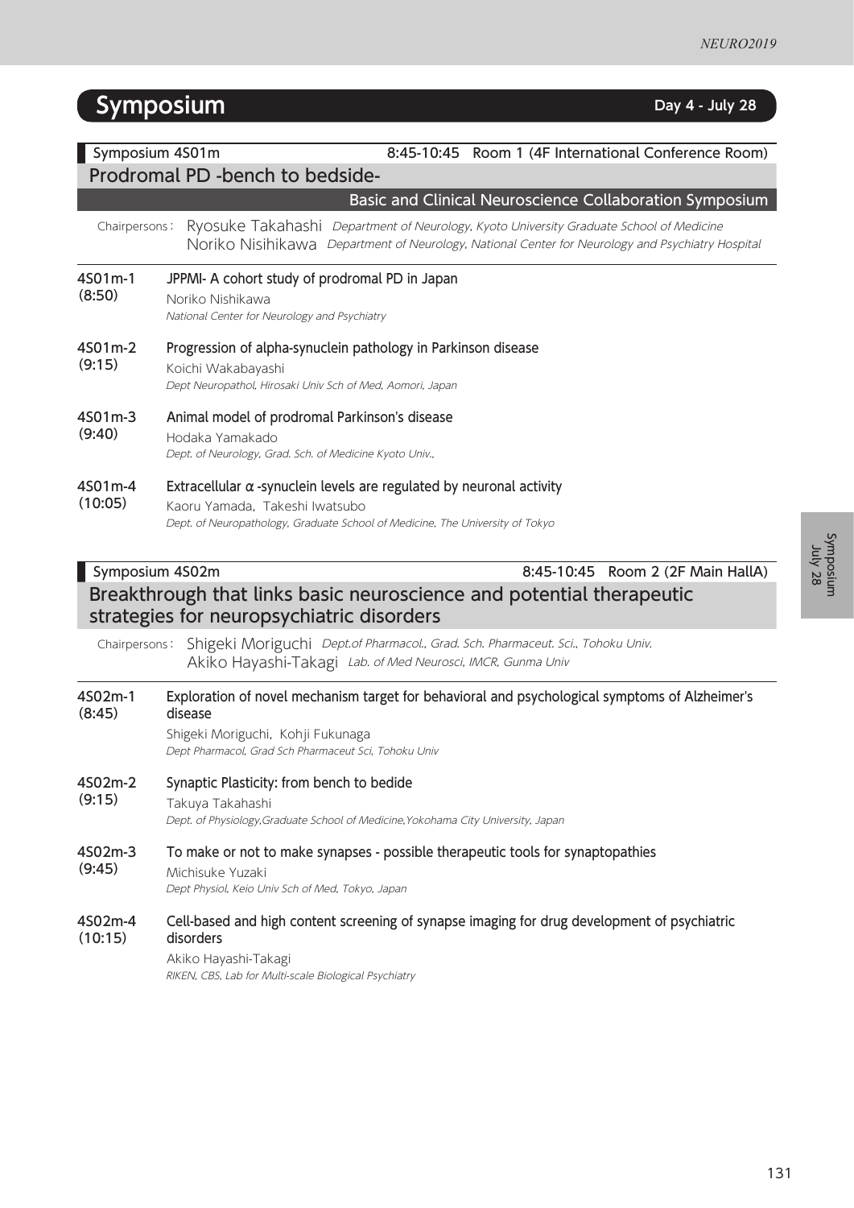# Symposium

**Day 4 - July 28**

## Symposium 4S01m

8:45-10:45 Room 1 (4F International Conference Room)

### Prodromal PD -bench to bedside-

**Basic and Clinical Neuroscience Collaboration Symposium**

Chairpersons: Ryosuke Takahashi *Department of Neurology, Kyoto University Graduate School of Medicine*
Noriko Nisihikawa *Department of Neurology, National Center for Neurology and Psychiatry Hospital*

**4S01m-1 (8:50)** **JPPMI- A cohort study of prodromal PD in Japan**
Noriko Nishikawa
*National Center for Neurology and Psychiatry*

**4S01m-2 (9:15)** **Progression of alpha-synuclein pathology in Parkinson disease**
Koichi Wakabayashi
*Dept Neuropathol, Hirosaki Univ Sch of Med, Aomori, Japan*

**4S01m-3 (9:40)** **Animal model of prodromal Parkinson's disease**
Hodaka Yamakado
*Dept. of Neurology, Grad. Sch. of Medicine Kyoto Univ.,*

**4S01m-4 (10:05)** **Extracellular α -synuclein levels are regulated by neuronal activity**
Kaoru Yamada, Takeshi Iwatsubo
*Dept. of Neuropathology, Graduate School of Medicine, The University of Tokyo*

## Symposium 4S02m

8:45-10:45 Room 2 (2F Main HallA)

### Breakthrough that links basic neuroscience and potential therapeutic strategies for neuropsychiatric disorders

Chairpersons: Shigeki Moriguchi *Dept.of Pharmacol., Grad. Sch. Pharmaceut. Sci., Tohoku Univ.*
Akiko Hayashi-Takagi *Lab. of Med Neurosci, IMCR, Gunma Univ*

**4S02m-1 (8:45)** **Exploration of novel mechanism target for behavioral and psychological symptoms of Alzheimer's disease**
Shigeki Moriguchi, Kohji Fukunaga
*Dept Pharmacol, Grad Sch Pharmaceut Sci, Tohoku Univ*

**4S02m-2 (9:15)** **Synaptic Plasticity: from bench to bedide**
Takuya Takahashi
*Dept. of Physiology,Graduate School of Medicine,Yokohama City University, Japan*

**4S02m-3 (9:45)** **To make or not to make synapses - possible therapeutic tools for synaptopathies**
Michisuke Yuzaki
*Dept Physiol, Keio Univ Sch of Med, Tokyo, Japan*

**4S02m-4 (10:15)** **Cell-based and high content screening of synapse imaging for drug development of psychiatric disorders**
Akiko Hayashi-Takagi
*RIKEN, CBS, Lab for Multi-scale Biological Psychiatry*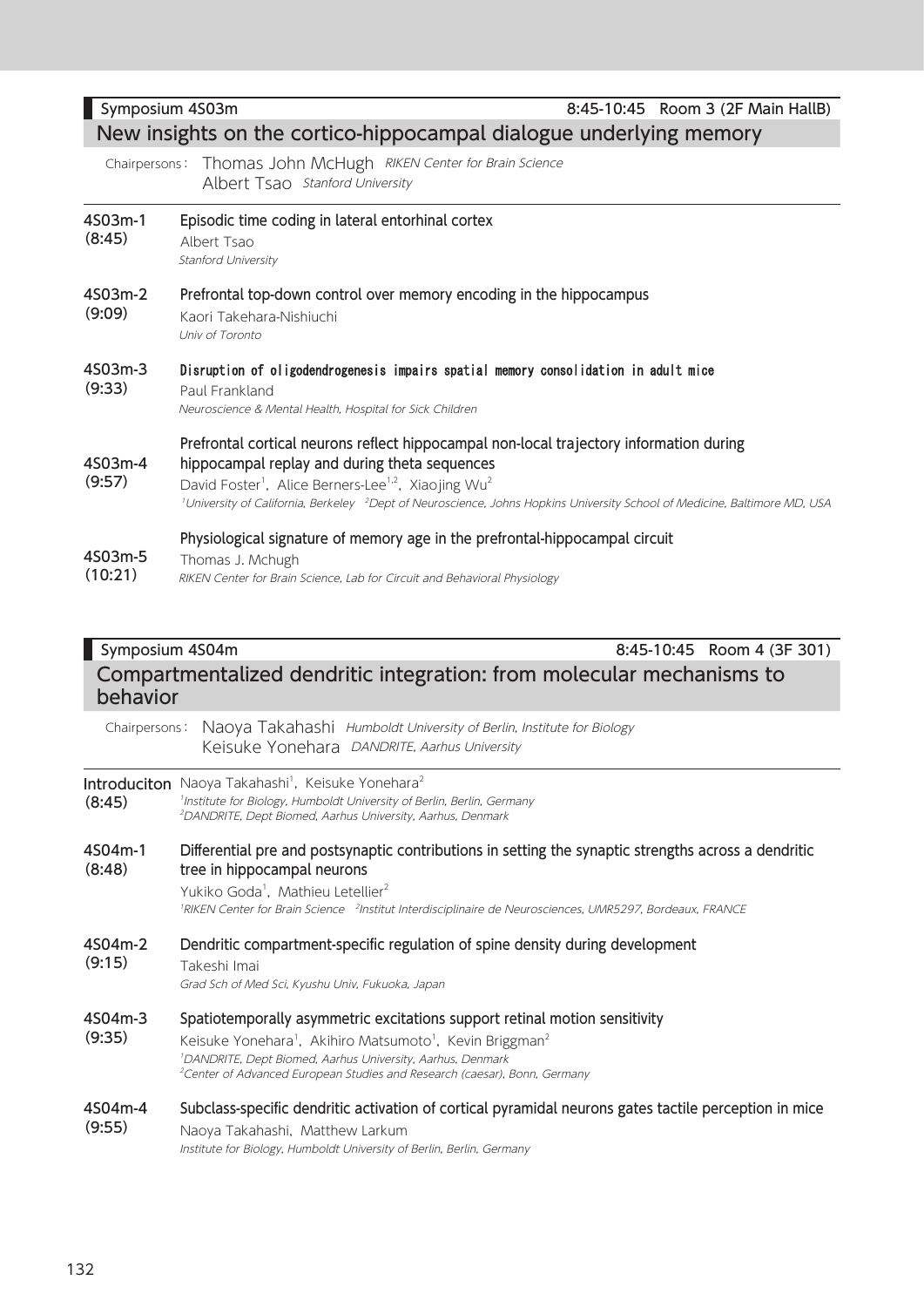**Symposium 4S03m** 8:45-10:45 Room 3 (2F Main HallB)

## New insights on the cortico-hippocampal dialogue underlying memory

Chairpersons: Thomas John McHugh *RIKEN Center for Brain Science*
Albert Tsao *Stanford University*

**4S03m-1 (8:45)**
**Episodic time coding in lateral entorhinal cortex**
Albert Tsao
*Stanford University*

**4S03m-2 (9:09)**
**Prefrontal top-down control over memory encoding in the hippocampus**
Kaori Takehara-Nishiuchi
*Univ of Toronto*

**4S03m-3 (9:33)**
**Disruption of oligodendrogenesis impairs spatial memory consolidation in adult mice**
Paul Frankland
*Neuroscience & Mental Health, Hospital for Sick Children*

**4S03m-4 (9:57)**
**Prefrontal cortical neurons reflect hippocampal non-local trajectory information during hippocampal replay and during theta sequences**
David Foster[1], Alice Berners-Lee[1,2], Xiaojing Wu[2]
*[1]University of California, Berkeley [2]Dept of Neuroscience, Johns Hopkins University School of Medicine, Baltimore MD, USA*

**4S03m-5 (10:21)**
**Physiological signature of memory age in the prefrontal-hippocampal circuit**
Thomas J. Mchugh
*RIKEN Center for Brain Science, Lab for Circuit and Behavioral Physiology*

**Symposium 4S04m** 8:45-10:45 Room 4 (3F 301)

## Compartmentalized dendritic integration: from molecular mechanisms to behavior

Chairpersons: Naoya Takahashi *Humboldt University of Berlin, Institute for Biology*
Keisuke Yonehara *DANDRITE, Aarhus University*

**Introduciton (8:45)**
Naoya Takahashi[1], Keisuke Yonehara[2]
*[1]Institute for Biology, Humboldt University of Berlin, Berlin, Germany*
*[2]DANDRITE, Dept Biomed, Aarhus University, Aarhus, Denmark*

**4S04m-1 (8:48)**
**Differential pre and postsynaptic contributions in setting the synaptic strengths across a dendritic tree in hippocampal neurons**
Yukiko Goda[1], Mathieu Letellier[2]
*[1]RIKEN Center for Brain Science [2]Institut Interdisciplinaire de Neurosciences, UMR5297, Bordeaux, FRANCE*

**4S04m-2 (9:15)**
**Dendritic compartment-specific regulation of spine density during development**
Takeshi Imai
*Grad Sch of Med Sci, Kyushu Univ, Fukuoka, Japan*

**4S04m-3 (9:35)**
**Spatiotemporally asymmetric excitations support retinal motion sensitivity**
Keisuke Yonehara[1], Akihiro Matsumoto[1], Kevin Briggman[2]
*[1]DANDRITE, Dept Biomed, Aarhus University, Aarhus, Denmark*
*[2]Center of Advanced European Studies and Research (caesar), Bonn, Germany*

**4S04m-4 (9:55)**
**Subclass-specific dendritic activation of cortical pyramidal neurons gates tactile perception in mice**
Naoya Takahashi, Matthew Larkum
*Institute for Biology, Humboldt University of Berlin, Berlin, Germany*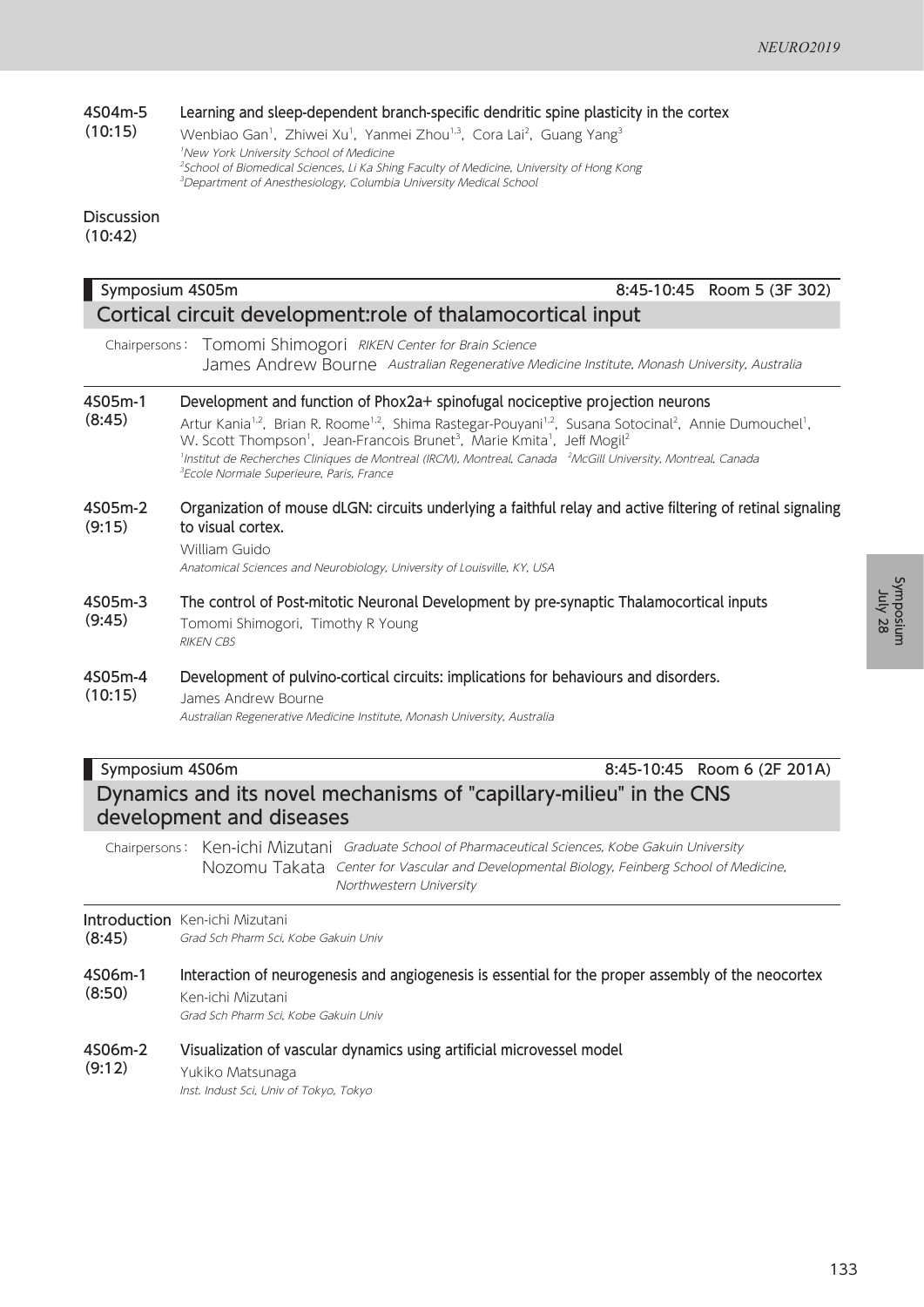**4S04m-5 (10:15)** **Learning and sleep-dependent branch-specific dendritic spine plasticity in the cortex**

Wenbiao Gan[1], Zhiwei Xu[1], Yanmei Zhou[1,3], Cora Lai[2], Guang Yang[3]

*[1]New York University School of Medicine*
*[2]School of Biomedical Sciences, Li Ka Shing Faculty of Medicine, University of Hong Kong*
*[3]Department of Anesthesiology, Columbia University Medical School*

**Discussion (10:42)**

---

**Symposium 4S05m** — 8:45-10:45 Room 5 (3F 302)

## Cortical circuit development:role of thalamocortical input

Chairpersons: Tomomi Shimogori *RIKEN Center for Brain Science*
James Andrew Bourne *Australian Regenerative Medicine Institute, Monash University, Australia*

**4S05m-1 (8:45)** **Development and function of Phox2a+ spinofugal nociceptive projection neurons**

Artur Kania[1,2], Brian R. Roome[1,2], Shima Rastegar-Pouyani[1,2], Susana Sotocinal[2], Annie Dumouchel[1], W. Scott Thompson[1], Jean-Francois Brunet[3], Marie Kmita[1], Jeff Mogil[2]

*[1]Institut de Recherches Cliniques de Montreal (IRCM), Montreal, Canada [2]McGill University, Montreal, Canada*
*[3]Ecole Normale Superieure, Paris, France*

**4S05m-2 (9:15)** **Organization of mouse dLGN: circuits underlying a faithful relay and active filtering of retinal signaling to visual cortex.**

William Guido

*Anatomical Sciences and Neurobiology, University of Louisville, KY, USA*

**4S05m-3 (9:45)** **The control of Post-mitotic Neuronal Development by pre-synaptic Thalamocortical inputs**

Tomomi Shimogori, Timothy R Young

*RIKEN CBS*

**4S05m-4 (10:15)** **Development of pulvino-cortical circuits: implications for behaviours and disorders.**

James Andrew Bourne

*Australian Regenerative Medicine Institute, Monash University, Australia*

---

**Symposium 4S06m** — 8:45-10:45 Room 6 (2F 201A)

## Dynamics and its novel mechanisms of "capillary-milieu" in the CNS development and diseases

Chairpersons: Ken-ichi Mizutani *Graduate School of Pharmaceutical Sciences, Kobe Gakuin University*
Nozomu Takata *Center for Vascular and Developmental Biology, Feinberg School of Medicine, Northwestern University*

**Introduction (8:45)** Ken-ichi Mizutani

*Grad Sch Pharm Sci, Kobe Gakuin Univ*

**4S06m-1 (8:50)** **Interaction of neurogenesis and angiogenesis is essential for the proper assembly of the neocortex**

Ken-ichi Mizutani

*Grad Sch Pharm Sci, Kobe Gakuin Univ*

**4S06m-2 (9:12)** **Visualization of vascular dynamics using artificial microvessel model**

Yukiko Matsunaga

*Inst. Indust Sci, Univ of Tokyo, Tokyo*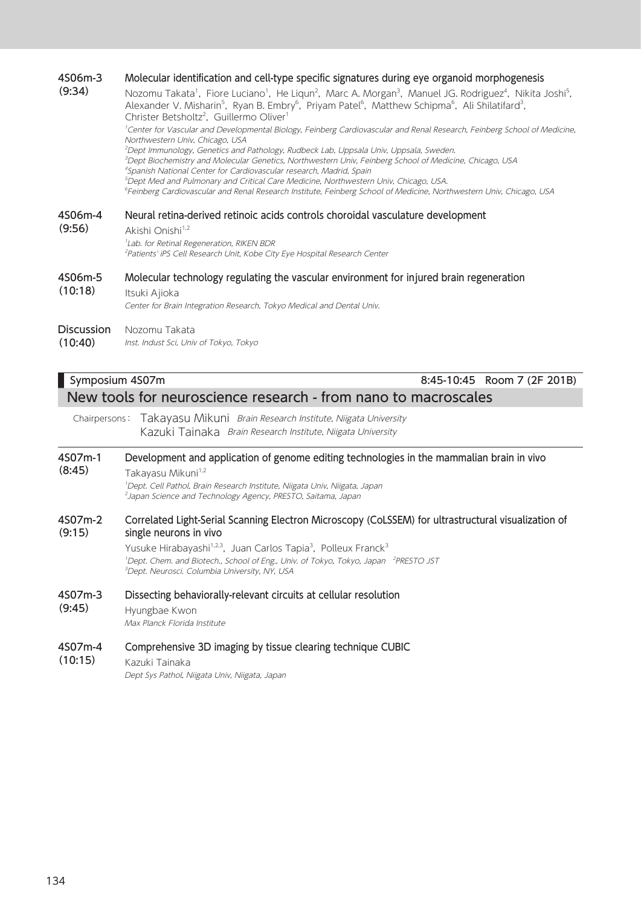**4S06m-3 (9:34)**

**Molecular identification and cell-type specific signatures during eye organoid morphogenesis**

Nozomu Takata[1], Fiore Luciano[1], He Liqun[2], Marc A. Morgan[3], Manuel JG. Rodriguez[4], Nikita Joshi[5], Alexander V. Misharin[5], Ryan B. Embry[6], Priyam Patel[6], Matthew Schipma[6], Ali Shilatifard[3], Christer Betsholtz[2], Guillermo Oliver[1]

*[1]Center for Vascular and Developmental Biology, Feinberg Cardiovascular and Renal Research, Feinberg School of Medicine, Northwestern Univ, Chicago, USA*
*[2]Dept Immunology, Genetics and Pathology, Rudbeck Lab, Uppsala Univ, Uppsala, Sweden.*
*[3]Dept Biochemistry and Molecular Genetics, Northwestern Univ, Feinberg School of Medicine, Chicago, USA*
*[4]Spanish National Center for Cardiovascular research, Madrid, Spain*
*[5]Dept Med and Pulmonary and Critical Care Medicine, Northwestern Univ, Chicago, USA.*
*[6]Feinberg Cardiovascular and Renal Research Institute, Feinberg School of Medicine, Northwestern Univ, Chicago, USA*

**4S06m-4 (9:56)**

**Neural retina-derived retinoic acids controls choroidal vasculature development**

Akishi Onishi[1,2]

*[1]Lab. for Retinal Regeneration, RIKEN BDR*
*[2]Patients' iPS Cell Research Unit, Kobe City Eye Hospital Research Center*

**4S06m-5 (10:18)**

**Molecular technology regulating the vascular environment for injured brain regeneration**

Itsuki Ajioka

*Center for Brain Integration Research, Tokyo Medical and Dental Univ.*

**Discussion (10:40)**

Nozomu Takata

*Inst. Indust Sci, Univ of Tokyo, Tokyo*

## Symposium 4S07m — 8:45-10:45 Room 7 (2F 201B)

## New tools for neuroscience research - from nano to macroscales

Chairpersons: Takayasu Mikuni *Brain Research Institute, Niigata University*
Kazuki Tainaka *Brain Research Institute, Niigata University*

**4S07m-1 (8:45)**

**Development and application of genome editing technologies in the mammalian brain in vivo**

Takayasu Mikuni[1,2]

*[1]Dept. Cell Pathol, Brain Research Institute, Niigata Univ, Niigata, Japan*
*[2]Japan Science and Technology Agency, PRESTO, Saitama, Japan*

**4S07m-2 (9:15)**

**Correlated Light-Serial Scanning Electron Microscopy (CoLSSEM) for ultrastructural visualization of single neurons in vivo**

Yusuke Hirabayashi[1,2,3], Juan Carlos Tapia[3], Polleux Franck[3]

*[1]Dept. Chem. and Biotech., School of Eng., Univ. of Tokyo, Tokyo, Japan [2]PRESTO JST*
*[3]Dept. Neurosci. Columbia University, NY, USA*

**4S07m-3 (9:45)**

**Dissecting behaviorally-relevant circuits at cellular resolution**

Hyungbae Kwon

*Max Planck Florida Institute*

**4S07m-4 (10:15)**

**Comprehensive 3D imaging by tissue clearing technique CUBIC**

Kazuki Tainaka

*Dept Sys Pathol, Niigata Univ, Niigata, Japan*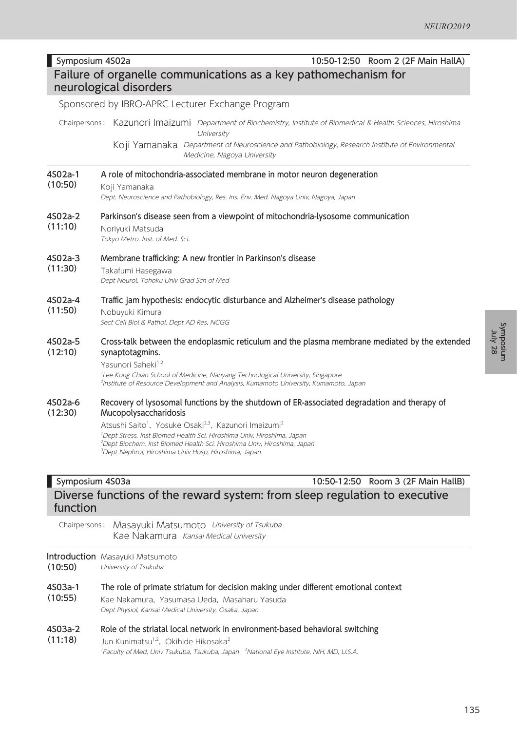## Symposium 4S02a — 10:50-12:50 Room 2 (2F Main HallA)

### Failure of organelle communications as a key pathomechanism for neurological disorders

Sponsored by IBRO-APRC Lecturer Exchange Program

Chairpersons: Kazunori Imaizumi *Department of Biochemistry, Institute of Biomedical & Health Sciences, Hiroshima University*
Koji Yamanaka *Department of Neuroscience and Pathobiology, Research Institute of Environmental Medicine, Nagoya University*

**4S02a-1 (10:50)** **A role of mitochondria-associated membrane in motor neuron degeneration**
Koji Yamanaka
*Dept. Neuroscience and Pathobiology, Res. Ins. Env. Med. Nagoya Univ, Nagoya, Japan*

**4S02a-2 (11:10)** **Parkinson's disease seen from a viewpoint of mitochondria-lysosome communication**
Noriyuki Matsuda
*Tokyo Metro. Inst. of Med. Sci.*

**4S02a-3 (11:30)** **Membrane trafficking: A new frontier in Parkinson's disease**
Takafumi Hasegawa
*Dept Neurol, Tohoku Univ Grad Sch of Med*

**4S02a-4 (11:50)** **Traffic jam hypothesis: endocytic disturbance and Alzheimer's disease pathology**
Nobuyuki Kimura
*Sect Cell Biol & Pathol, Dept AD Res, NCGG*

**4S02a-5 (12:10)** **Cross-talk between the endoplasmic reticulum and the plasma membrane mediated by the extended synaptotagmins.**
Yasunori Saheki[1,2]
*[1]Lee Kong Chian School of Medicine, Nanyang Technological University, SIngapore*
*[2]Institute of Resource Development and Analysis, Kumamoto University, Kumamoto, Japan*

**4S02a-6 (12:30)** **Recovery of lysosomal functions by the shutdown of ER-associated degradation and therapy of Mucopolysaccharidosis**
Atsushi Saito[1], Yosuke Osaki[2,3], Kazunori Imaizumi[2]
*[1]Dept Stress, Inst Biomed Health Sci, Hiroshima Univ, Hiroshima, Japan*
*[2]Dept Biochem, Inst Biomed Health Sci, Hiroshima Univ, Hiroshima, Japan*
*[3]Dept Nephrol, Hiroshima Univ Hosp, Hiroshima, Japan*

## Symposium 4S03a — 10:50-12:50 Room 3 (2F Main HallB)

### Diverse functions of the reward system: from sleep regulation to executive function

Chairpersons: Masayuki Matsumoto *University of Tsukuba*
Kae Nakamura *Kansai Medical University*

**Introduction (10:50)** Masayuki Matsumoto
*University of Tsukuba*

**4S03a-1 (10:55)** **The role of primate striatum for decision making under different emotional context**
Kae Nakamura, Yasumasa Ueda, Masaharu Yasuda
*Dept Physiol, Kansai Medical University, Osaka, Japan*

**4S03a-2 (11:18)** **Role of the striatal local network in environment-based behavioral switching**
Jun Kunimatsu[1,2], Okihide Hikosaka[2]
*[1]Faculty of Med, Univ Tsukuba, Tsukuba, Japan [2]National Eye Institute, NIH, MD, U.S.A.*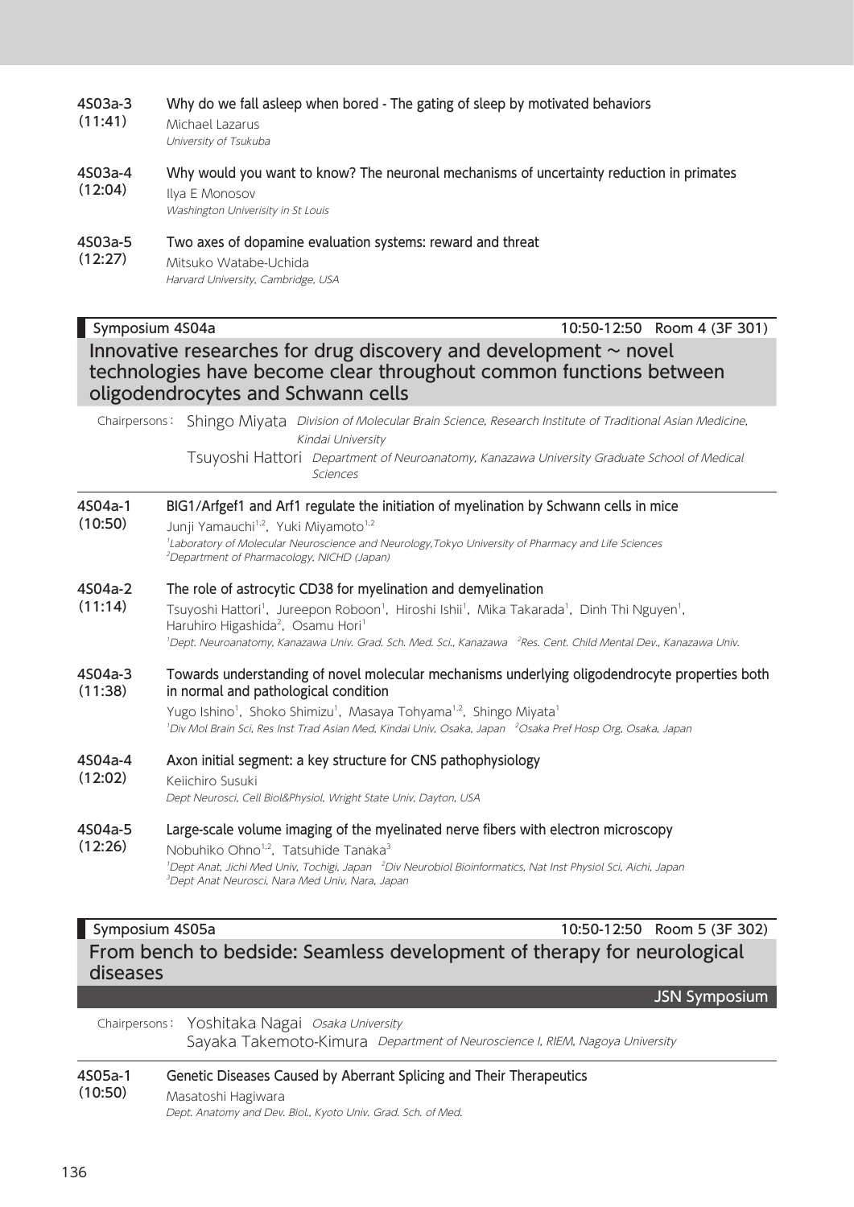**4S03a-3 (11:41)**
**Why do we fall asleep when bored - The gating of sleep by motivated behaviors**
Michael Lazarus
*University of Tsukuba*

**4S03a-4 (12:04)**
**Why would you want to know? The neuronal mechanisms of uncertainty reduction in primates**
Ilya E Monosov
*Washington Univerisity in St Louis*

**4S03a-5 (12:27)**
**Two axes of dopamine evaluation systems: reward and threat**
Mitsuko Watabe-Uchida
*Harvard University, Cambridge, USA*

## Symposium 4S04a — 10:50-12:50 Room 4 (3F 301)

### Innovative researches for drug discovery and development ~ novel technologies have become clear throughout common functions between oligodendrocytes and Schwann cells

Chairpersons: Shingo Miyata *Division of Molecular Brain Science, Research Institute of Traditional Asian Medicine, Kindai University*
Tsuyoshi Hattori *Department of Neuroanatomy, Kanazawa University Graduate School of Medical Sciences*

**4S04a-1 (10:50)**
**BIG1/Arfgef1 and Arf1 regulate the initiation of myelination by Schwann cells in mice**
Junji Yamauchi[1,2], Yuki Miyamoto[1,2]
*[1]Laboratory of Molecular Neuroscience and Neurology, Tokyo University of Pharmacy and Life Sciences*
*[2]Department of Pharmacology, NICHD (Japan)*

**4S04a-2 (11:14)**
**The role of astrocytic CD38 for myelination and demyelination**
Tsuyoshi Hattori[1], Jureepon Roboon[1], Hiroshi Ishii[1], Mika Takarada[1], Dinh Thi Nguyen[1], Haruhiro Higashida[2], Osamu Hori[1]
*[1]Dept. Neuroanatomy, Kanazawa Univ. Grad. Sch. Med. Sci., Kanazawa [2]Res. Cent. Child Mental Dev., Kanazawa Univ.*

**4S04a-3 (11:38)**
**Towards understanding of novel molecular mechanisms underlying oligodendrocyte properties both in normal and pathological condition**
Yugo Ishino[1], Shoko Shimizu[1], Masaya Tohyama[1,2], Shingo Miyata[1]
*[1]Div Mol Brain Sci, Res Inst Trad Asian Med, Kindai Univ, Osaka, Japan [2]Osaka Pref Hosp Org, Osaka, Japan*

**4S04a-4 (12:02)**
**Axon initial segment: a key structure for CNS pathophysiology**
Keiichiro Susuki
*Dept Neurosci, Cell Biol&Physiol, Wright State Univ, Dayton, USA*

**4S04a-5 (12:26)**
**Large-scale volume imaging of the myelinated nerve fibers with electron microscopy**
Nobuhiko Ohno[1,2], Tatsuhide Tanaka[3]
*[1]Dept Anat, Jichi Med Univ, Tochigi, Japan [2]Div Neurobiol Bioinformatics, Nat Inst Physiol Sci, Aichi, Japan*
*[3]Dept Anat Neurosci, Nara Med Univ, Nara, Japan*

## Symposium 4S05a — 10:50-12:50 Room 5 (3F 302)

### From bench to bedside: Seamless development of therapy for neurological diseases

**JSN Symposium**

Chairpersons: Yoshitaka Nagai *Osaka University*
Sayaka Takemoto-Kimura *Department of Neuroscience I, RIEM, Nagoya University*

**4S05a-1 (10:50)**
**Genetic Diseases Caused by Aberrant Splicing and Their Therapeutics**
Masatoshi Hagiwara
*Dept. Anatomy and Dev. Biol., Kyoto Univ. Grad. Sch. of Med.*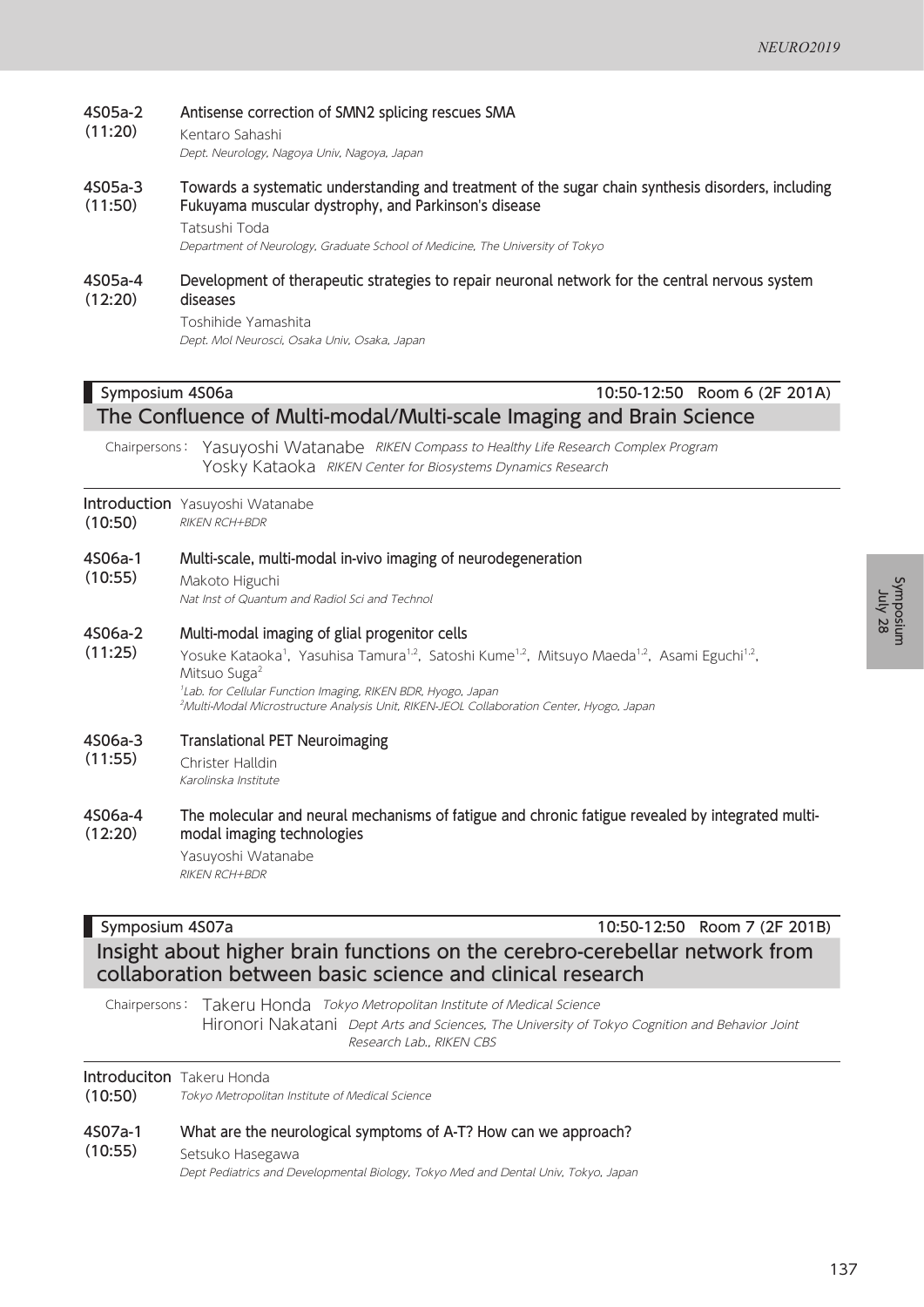**4S05a-2** (11:20)
**Antisense correction of SMN2 splicing rescues SMA**
Kentaro Sahashi
*Dept. Neurology, Nagoya Univ, Nagoya, Japan*

**4S05a-3** (11:50)
**Towards a systematic understanding and treatment of the sugar chain synthesis disorders, including Fukuyama muscular dystrophy, and Parkinson's disease**
Tatsushi Toda
*Department of Neurology, Graduate School of Medicine, The University of Tokyo*

**4S05a-4** (12:20)
**Development of therapeutic strategies to repair neuronal network for the central nervous system diseases**
Toshihide Yamashita
*Dept. Mol Neurosci, Osaka Univ, Osaka, Japan*

## Symposium 4S06a — 10:50-12:50 Room 6 (2F 201A)

### The Confluence of Multi-modal/Multi-scale Imaging and Brain Science

Chairpersons: Yasuyoshi Watanabe *RIKEN Compass to Healthy Life Research Complex Program*
Yosky Kataoka *RIKEN Center for Biosystems Dynamics Research*

**Introduction** (10:50)
Yasuyoshi Watanabe
*RIKEN RCH+BDR*

**4S06a-1** (10:55)
**Multi-scale, multi-modal in-vivo imaging of neurodegeneration**
Makoto Higuchi
*Nat Inst of Quantum and Radiol Sci and Technol*

**4S06a-2** (11:25)
**Multi-modal imaging of glial progenitor cells**
Yosuke Kataoka[1], Yasuhisa Tamura[1,2], Satoshi Kume[1,2], Mitsuyo Maeda[1,2], Asami Eguchi[1,2], Mitsuo Suga[2]
*[1]Lab. for Cellular Function Imaging, RIKEN BDR, Hyogo, Japan*
*[2]Multi-Modal Microstructure Analysis Unit, RIKEN-JEOL Collaboration Center, Hyogo, Japan*

**4S06a-3** (11:55)
**Translational PET Neuroimaging**
Christer Halldin
*Karolinska Institute*

**4S06a-4** (12:20)
**The molecular and neural mechanisms of fatigue and chronic fatigue revealed by integrated multi-modal imaging technologies**
Yasuyoshi Watanabe
*RIKEN RCH+BDR*

## Symposium 4S07a — 10:50-12:50 Room 7 (2F 201B)

### Insight about higher brain functions on the cerebro-cerebellar network from collaboration between basic science and clinical research

Chairpersons: Takeru Honda *Tokyo Metropolitan Institute of Medical Science*
Hironori Nakatani *Dept Arts and Sciences, The University of Tokyo Cognition and Behavior Joint Research Lab., RIKEN CBS*

**Introduciton** (10:50)
Takeru Honda
*Tokyo Metropolitan Institute of Medical Science*

**4S07a-1** (10:55)
**What are the neurological symptoms of A-T? How can we approach?**
Setsuko Hasegawa
*Dept Pediatrics and Developmental Biology, Tokyo Med and Dental Univ, Tokyo, Japan*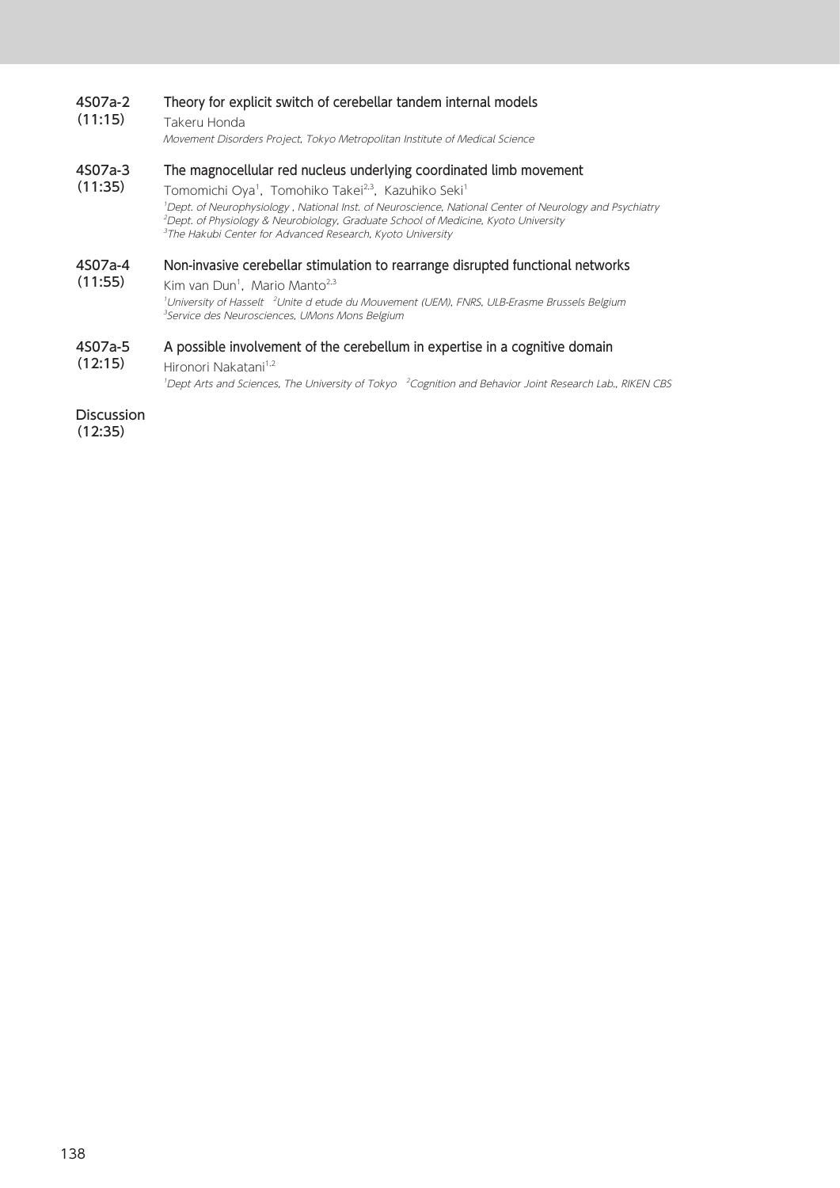**4S07a-2 (11:15)**

**Theory for explicit switch of cerebellar tandem internal models**

Takeru Honda

*Movement Disorders Project, Tokyo Metropolitan Institute of Medical Science*

**4S07a-3 (11:35)**

**The magnocellular red nucleus underlying coordinated limb movement**

Tomomichi Oya[1], Tomohiko Takei[2,3], Kazuhiko Seki[1]

*[1]Dept. of Neurophysiology , National Inst. of Neuroscience, National Center of Neurology and Psychiatry*
*[2]Dept. of Physiology & Neurobiology, Graduate School of Medicine, Kyoto University*
*[3]The Hakubi Center for Advanced Research, Kyoto University*

**4S07a-4 (11:55)**

**Non-invasive cerebellar stimulation to rearrange disrupted functional networks**

Kim van Dun[1], Mario Manto[2,3]

*[1]University of Hasselt [2]Unite d etude du Mouvement (UEM), FNRS, ULB-Erasme Brussels Belgium*
*[3]Service des Neurosciences, UMons Mons Belgium*

**4S07a-5 (12:15)**

**A possible involvement of the cerebellum in expertise in a cognitive domain**

Hironori Nakatani[1,2]

*[1]Dept Arts and Sciences, The University of Tokyo [2]Cognition and Behavior Joint Research Lab., RIKEN CBS*

**Discussion (12:35)**